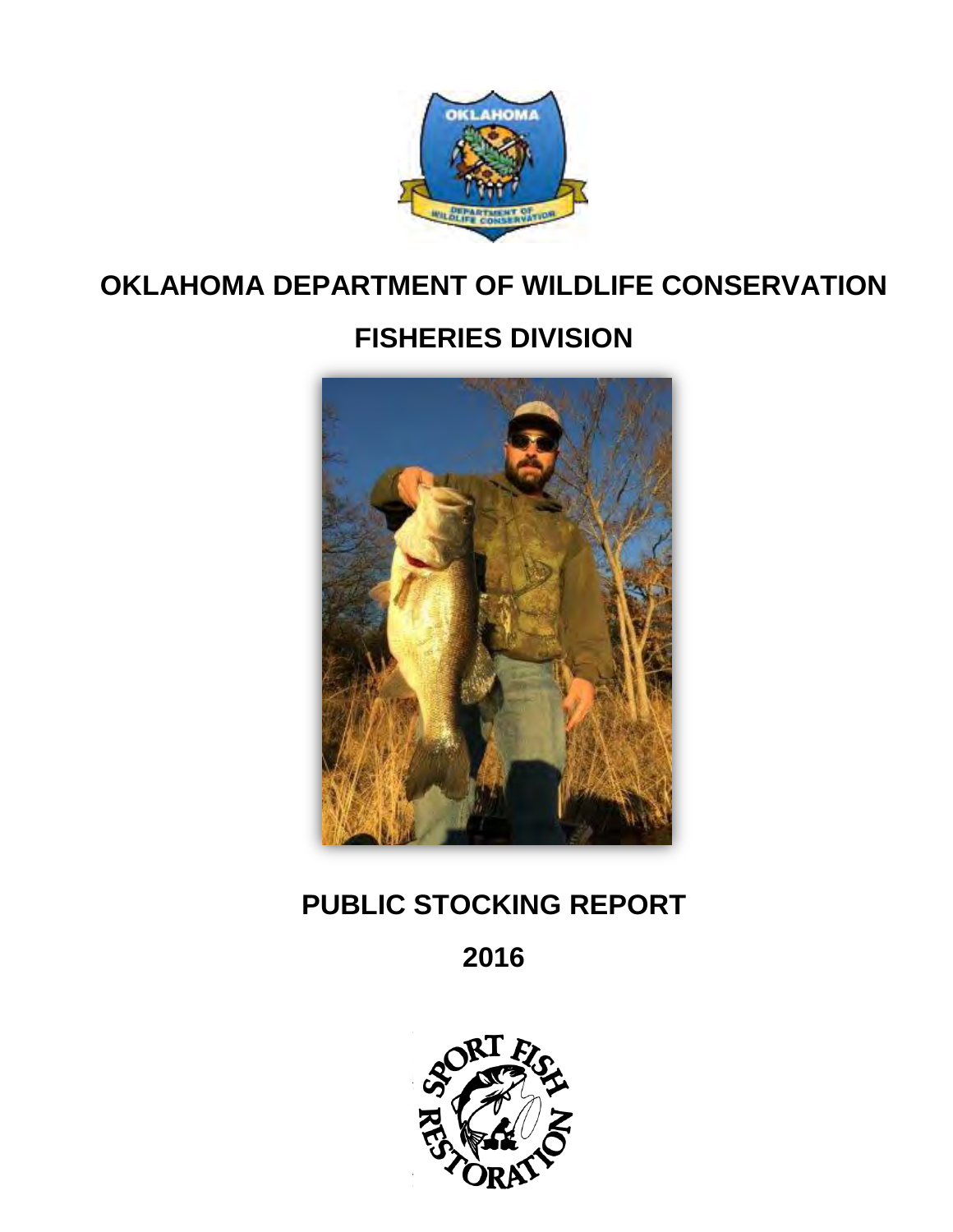# OKLAHOMA DEPARTMENT OF WILDLIFE CONSERVATION

# FISHERIES DIVISION

# PUBLIC STOCKING REPORT

# 2016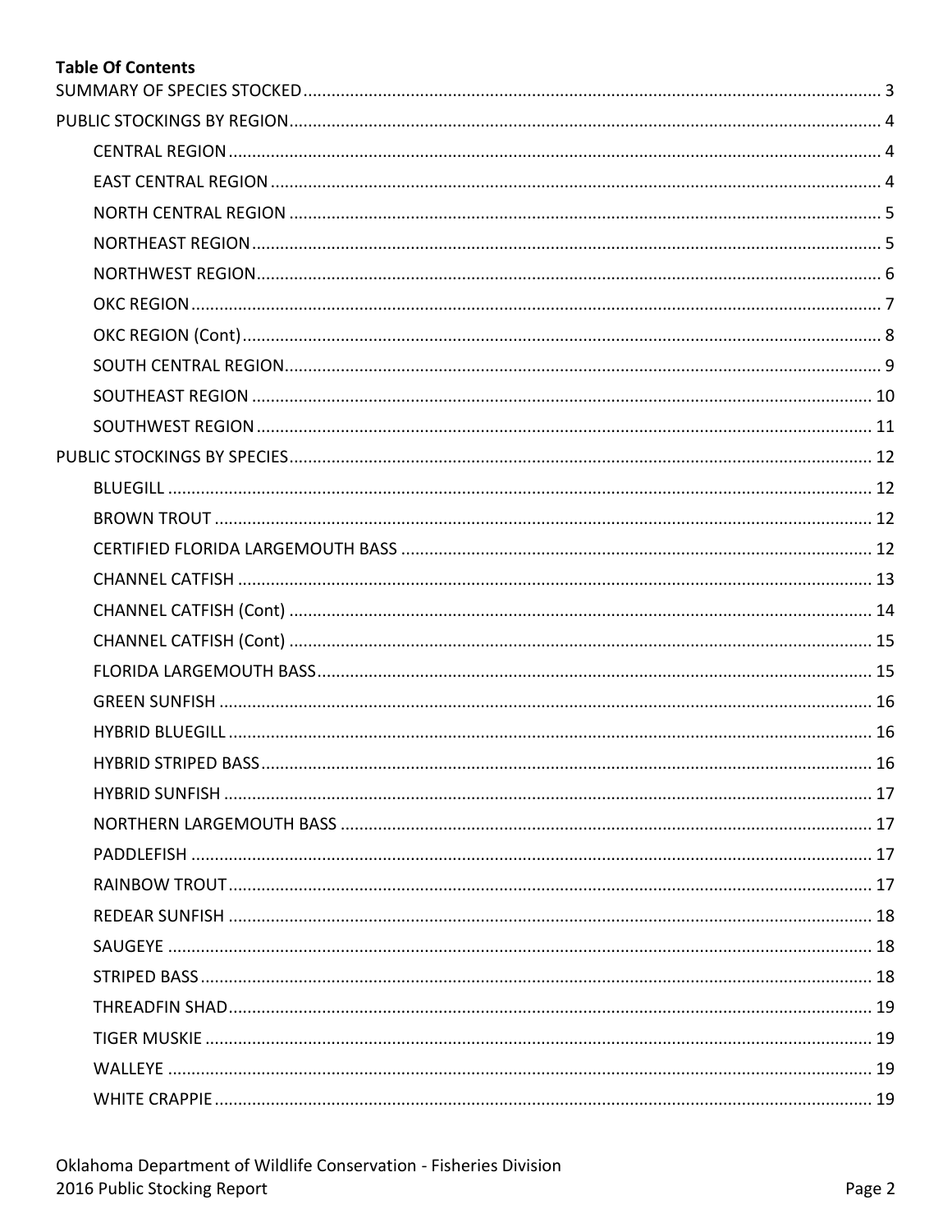**Table Of Contents**

SUMMARY OF SPECIES STOCKED ........ 3

PUBLIC STOCKINGS BY REGION ........ 4

- CENTRAL REGION ........ 4
- EAST CENTRAL REGION ........ 4
- NORTH CENTRAL REGION ........ 5
- NORTHEAST REGION ........ 5
- NORTHWEST REGION ........ 6
- OKC REGION ........ 7
- OKC REGION (Cont) ........ 8
- SOUTH CENTRAL REGION ........ 9
- SOUTHEAST REGION ........ 10
- SOUTHWEST REGION ........ 11

PUBLIC STOCKINGS BY SPECIES ........ 12

- BLUEGILL ........ 12
- BROWN TROUT ........ 12
- CERTIFIED FLORIDA LARGEMOUTH BASS ........ 12
- CHANNEL CATFISH ........ 13
- CHANNEL CATFISH (Cont) ........ 14
- CHANNEL CATFISH (Cont) ........ 15
- FLORIDA LARGEMOUTH BASS ........ 15
- GREEN SUNFISH ........ 16
- HYBRID BLUEGILL ........ 16
- HYBRID STRIPED BASS ........ 16
- HYBRID SUNFISH ........ 17
- NORTHERN LARGEMOUTH BASS ........ 17
- PADDLEFISH ........ 17
- RAINBOW TROUT ........ 17
- REDEAR SUNFISH ........ 18
- SAUGEYE ........ 18
- STRIPED BASS ........ 18
- THREADFIN SHAD ........ 19
- TIGER MUSKIE ........ 19
- WALLEYE ........ 19
- WHITE CRAPPIE ........ 19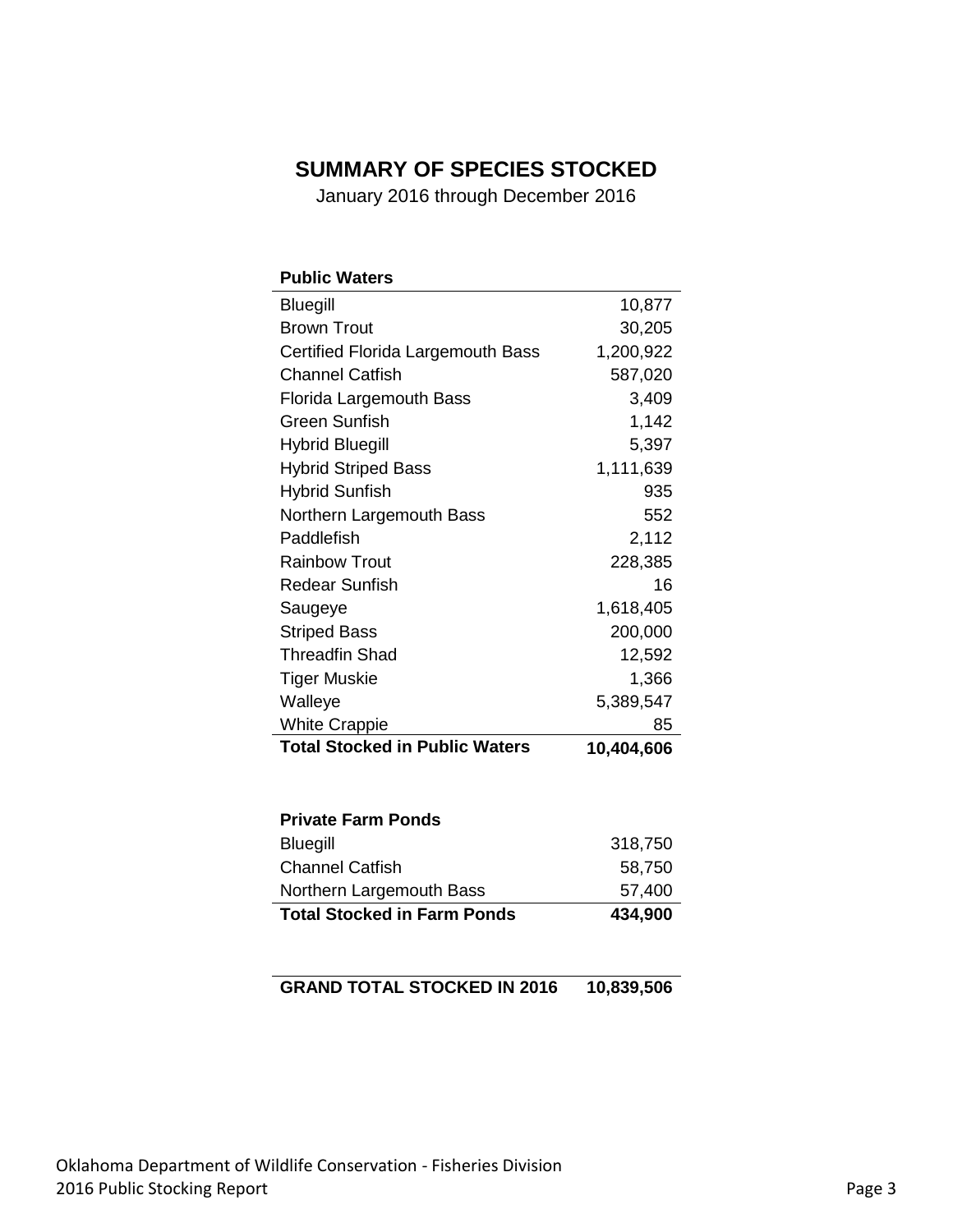# SUMMARY OF SPECIES STOCKED

January 2016 through December 2016

| Public Waters | |
|---|---|
| Bluegill | 10,877 |
| Brown Trout | 30,205 |
| Certified Florida Largemouth Bass | 1,200,922 |
| Channel Catfish | 587,020 |
| Florida Largemouth Bass | 3,409 |
| Green Sunfish | 1,142 |
| Hybrid Bluegill | 5,397 |
| Hybrid Striped Bass | 1,111,639 |
| Hybrid Sunfish | 935 |
| Northern Largemouth Bass | 552 |
| Paddlefish | 2,112 |
| Rainbow Trout | 228,385 |
| Redear Sunfish | 16 |
| Saugeye | 1,618,405 |
| Striped Bass | 200,000 |
| Threadfin Shad | 12,592 |
| Tiger Muskie | 1,366 |
| Walleye | 5,389,547 |
| White Crappie | 85 |
| **Total Stocked in Public Waters** | **10,404,606** |

| Private Farm Ponds | |
|---|---|
| Bluegill | 318,750 |
| Channel Catfish | 58,750 |
| Northern Largemouth Bass | 57,400 |
| **Total Stocked in Farm Ponds** | **434,900** |

| | |
|---|---|
| **GRAND TOTAL STOCKED IN 2016** | **10,839,506** |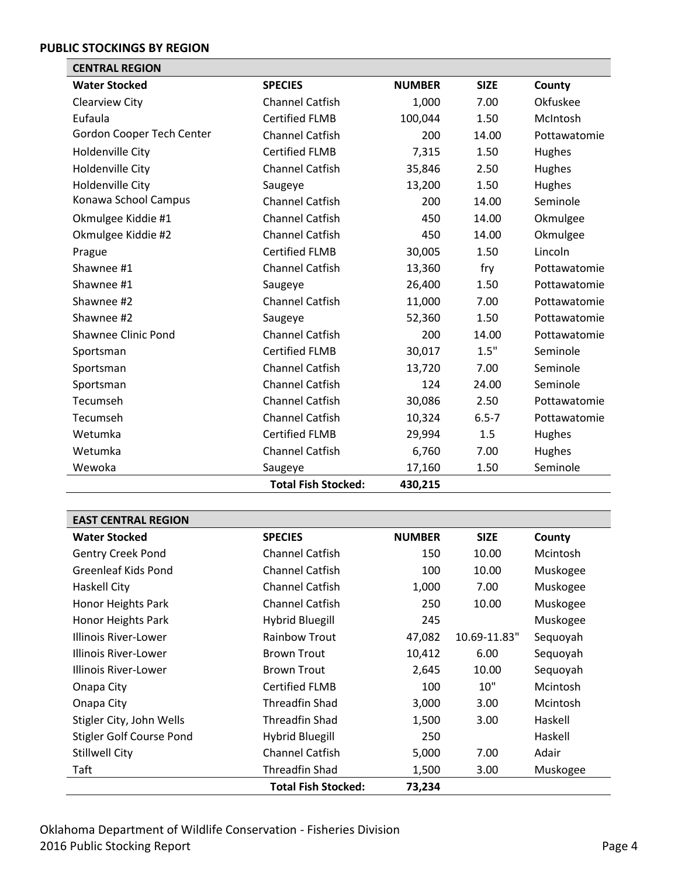**PUBLIC STOCKINGS BY REGION**

| CENTRAL REGION | | | | |
|---|---|---|---|---|
| **Water Stocked** | **SPECIES** | **NUMBER** | **SIZE** | **County** |
| Clearview City | Channel Catfish | 1,000 | 7.00 | Okfuskee |
| Eufaula | Certified FLMB | 100,044 | 1.50 | McIntosh |
| Gordon Cooper Tech Center | Channel Catfish | 200 | 14.00 | Pottawatomie |
| Holdenville City | Certified FLMB | 7,315 | 1.50 | Hughes |
| Holdenville City | Channel Catfish | 35,846 | 2.50 | Hughes |
| Holdenville City | Saugeye | 13,200 | 1.50 | Hughes |
| Konawa School Campus | Channel Catfish | 200 | 14.00 | Seminole |
| Okmulgee Kiddie #1 | Channel Catfish | 450 | 14.00 | Okmulgee |
| Okmulgee Kiddie #2 | Channel Catfish | 450 | 14.00 | Okmulgee |
| Prague | Certified FLMB | 30,005 | 1.50 | Lincoln |
| Shawnee #1 | Channel Catfish | 13,360 | fry | Pottawatomie |
| Shawnee #1 | Saugeye | 26,400 | 1.50 | Pottawatomie |
| Shawnee #2 | Channel Catfish | 11,000 | 7.00 | Pottawatomie |
| Shawnee #2 | Saugeye | 52,360 | 1.50 | Pottawatomie |
| Shawnee Clinic Pond | Channel Catfish | 200 | 14.00 | Pottawatomie |
| Sportsman | Certified FLMB | 30,017 | 1.5" | Seminole |
| Sportsman | Channel Catfish | 13,720 | 7.00 | Seminole |
| Sportsman | Channel Catfish | 124 | 24.00 | Seminole |
| Tecumseh | Channel Catfish | 30,086 | 2.50 | Pottawatomie |
| Tecumseh | Channel Catfish | 10,324 | 6.5-7 | Pottawatomie |
| Wetumka | Certified FLMB | 29,994 | 1.5 | Hughes |
| Wetumka | Channel Catfish | 6,760 | 7.00 | Hughes |
| Wewoka | Saugeye | 17,160 | 1.50 | Seminole |
| | **Total Fish Stocked:** | **430,215** | | |

| EAST CENTRAL REGION | | | | |
|---|---|---|---|---|
| **Water Stocked** | **SPECIES** | **NUMBER** | **SIZE** | **County** |
| Gentry Creek Pond | Channel Catfish | 150 | 10.00 | Mcintosh |
| Greenleaf Kids Pond | Channel Catfish | 100 | 10.00 | Muskogee |
| Haskell City | Channel Catfish | 1,000 | 7.00 | Muskogee |
| Honor Heights Park | Channel Catfish | 250 | 10.00 | Muskogee |
| Honor Heights Park | Hybrid Bluegill | 245 | | Muskogee |
| Illinois River-Lower | Rainbow Trout | 47,082 | 10.69-11.83" | Sequoyah |
| Illinois River-Lower | Brown Trout | 10,412 | 6.00 | Sequoyah |
| Illinois River-Lower | Brown Trout | 2,645 | 10.00 | Sequoyah |
| Onapa City | Certified FLMB | 100 | 10" | Mcintosh |
| Onapa City | Threadfin Shad | 3,000 | 3.00 | Mcintosh |
| Stigler City, John Wells | Threadfin Shad | 1,500 | 3.00 | Haskell |
| Stigler Golf Course Pond | Hybrid Bluegill | 250 | | Haskell |
| Stillwell City | Channel Catfish | 5,000 | 7.00 | Adair |
| Taft | Threadfin Shad | 1,500 | 3.00 | Muskogee |
| | **Total Fish Stocked:** | **73,234** | | |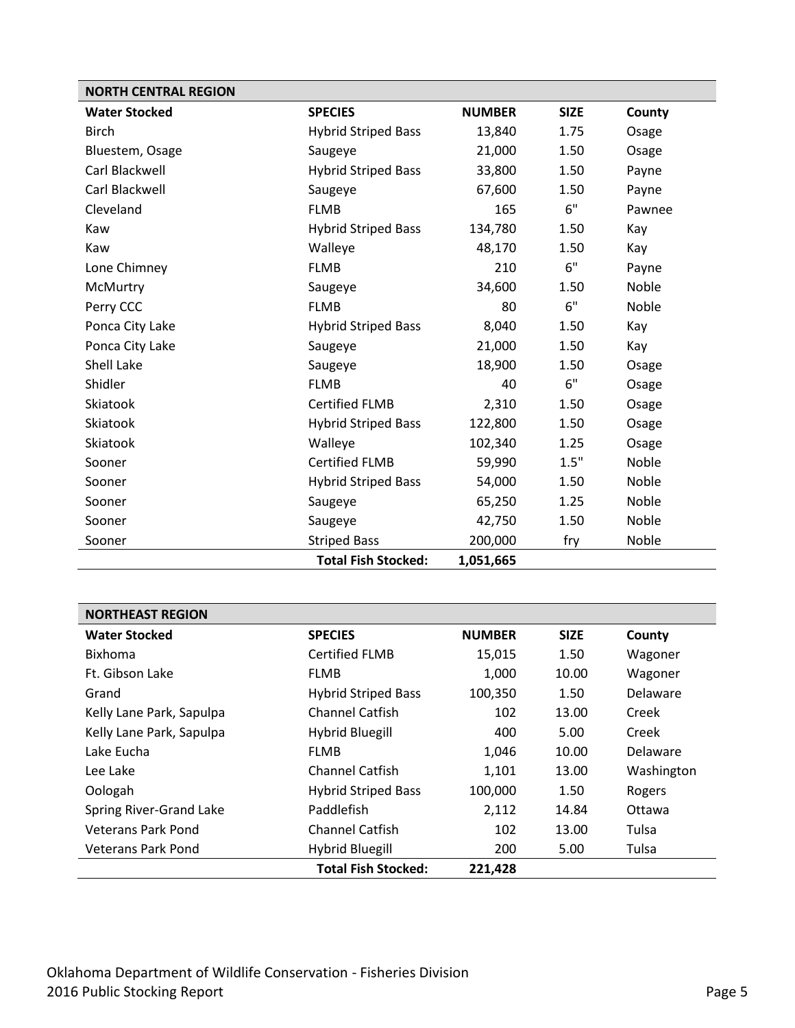| NORTH CENTRAL REGION | | | | |
|---|---|---|---|---|
| **Water Stocked** | **SPECIES** | **NUMBER** | **SIZE** | **County** |
| Birch | Hybrid Striped Bass | 13,840 | 1.75 | Osage |
| Bluestem, Osage | Saugeye | 21,000 | 1.50 | Osage |
| Carl Blackwell | Hybrid Striped Bass | 33,800 | 1.50 | Payne |
| Carl Blackwell | Saugeye | 67,600 | 1.50 | Payne |
| Cleveland | FLMB | 165 | 6" | Pawnee |
| Kaw | Hybrid Striped Bass | 134,780 | 1.50 | Kay |
| Kaw | Walleye | 48,170 | 1.50 | Kay |
| Lone Chimney | FLMB | 210 | 6" | Payne |
| McMurtry | Saugeye | 34,600 | 1.50 | Noble |
| Perry CCC | FLMB | 80 | 6" | Noble |
| Ponca City Lake | Hybrid Striped Bass | 8,040 | 1.50 | Kay |
| Ponca City Lake | Saugeye | 21,000 | 1.50 | Kay |
| Shell Lake | Saugeye | 18,900 | 1.50 | Osage |
| Shidler | FLMB | 40 | 6" | Osage |
| Skiatook | Certified FLMB | 2,310 | 1.50 | Osage |
| Skiatook | Hybrid Striped Bass | 122,800 | 1.50 | Osage |
| Skiatook | Walleye | 102,340 | 1.25 | Osage |
| Sooner | Certified FLMB | 59,990 | 1.5" | Noble |
| Sooner | Hybrid Striped Bass | 54,000 | 1.50 | Noble |
| Sooner | Saugeye | 65,250 | 1.25 | Noble |
| Sooner | Saugeye | 42,750 | 1.50 | Noble |
| Sooner | Striped Bass | 200,000 | fry | Noble |
| | **Total Fish Stocked:** | **1,051,665** | | |

| NORTHEAST REGION | | | | |
|---|---|---|---|---|
| **Water Stocked** | **SPECIES** | **NUMBER** | **SIZE** | **County** |
| Bixhoma | Certified FLMB | 15,015 | 1.50 | Wagoner |
| Ft. Gibson Lake | FLMB | 1,000 | 10.00 | Wagoner |
| Grand | Hybrid Striped Bass | 100,350 | 1.50 | Delaware |
| Kelly Lane Park, Sapulpa | Channel Catfish | 102 | 13.00 | Creek |
| Kelly Lane Park, Sapulpa | Hybrid Bluegill | 400 | 5.00 | Creek |
| Lake Eucha | FLMB | 1,046 | 10.00 | Delaware |
| Lee Lake | Channel Catfish | 1,101 | 13.00 | Washington |
| Oologah | Hybrid Striped Bass | 100,000 | 1.50 | Rogers |
| Spring River-Grand Lake | Paddlefish | 2,112 | 14.84 | Ottawa |
| Veterans Park Pond | Channel Catfish | 102 | 13.00 | Tulsa |
| Veterans Park Pond | Hybrid Bluegill | 200 | 5.00 | Tulsa |
| | **Total Fish Stocked:** | **221,428** | | |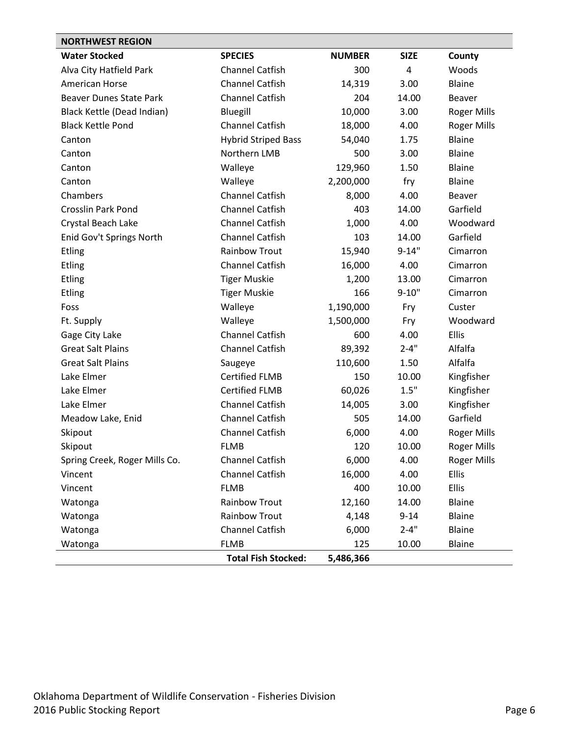| NORTHWEST REGION | | | | |
|---|---|---|---|---|
| **Water Stocked** | **SPECIES** | **NUMBER** | **SIZE** | **County** |
| Alva City Hatfield Park | Channel Catfish | 300 | 4 | Woods |
| American Horse | Channel Catfish | 14,319 | 3.00 | Blaine |
| Beaver Dunes State Park | Channel Catfish | 204 | 14.00 | Beaver |
| Black Kettle (Dead Indian) | Bluegill | 10,000 | 3.00 | Roger Mills |
| Black Kettle Pond | Channel Catfish | 18,000 | 4.00 | Roger Mills |
| Canton | Hybrid Striped Bass | 54,040 | 1.75 | Blaine |
| Canton | Northern LMB | 500 | 3.00 | Blaine |
| Canton | Walleye | 129,960 | 1.50 | Blaine |
| Canton | Walleye | 2,200,000 | fry | Blaine |
| Chambers | Channel Catfish | 8,000 | 4.00 | Beaver |
| Crosslin Park Pond | Channel Catfish | 403 | 14.00 | Garfield |
| Crystal Beach Lake | Channel Catfish | 1,000 | 4.00 | Woodward |
| Enid Gov't Springs North | Channel Catfish | 103 | 14.00 | Garfield |
| Etling | Rainbow Trout | 15,940 | 9-14" | Cimarron |
| Etling | Channel Catfish | 16,000 | 4.00 | Cimarron |
| Etling | Tiger Muskie | 1,200 | 13.00 | Cimarron |
| Etling | Tiger Muskie | 166 | 9-10" | Cimarron |
| Foss | Walleye | 1,190,000 | Fry | Custer |
| Ft. Supply | Walleye | 1,500,000 | Fry | Woodward |
| Gage City Lake | Channel Catfish | 600 | 4.00 | Ellis |
| Great Salt Plains | Channel Catfish | 89,392 | 2-4" | Alfalfa |
| Great Salt Plains | Saugeye | 110,600 | 1.50 | Alfalfa |
| Lake Elmer | Certified FLMB | 150 | 10.00 | Kingfisher |
| Lake Elmer | Certified FLMB | 60,026 | 1.5" | Kingfisher |
| Lake Elmer | Channel Catfish | 14,005 | 3.00 | Kingfisher |
| Meadow Lake, Enid | Channel Catfish | 505 | 14.00 | Garfield |
| Skipout | Channel Catfish | 6,000 | 4.00 | Roger Mills |
| Skipout | FLMB | 120 | 10.00 | Roger Mills |
| Spring Creek, Roger Mills Co. | Channel Catfish | 6,000 | 4.00 | Roger Mills |
| Vincent | Channel Catfish | 16,000 | 4.00 | Ellis |
| Vincent | FLMB | 400 | 10.00 | Ellis |
| Watonga | Rainbow Trout | 12,160 | 14.00 | Blaine |
| Watonga | Rainbow Trout | 4,148 | 9-14 | Blaine |
| Watonga | Channel Catfish | 6,000 | 2-4" | Blaine |
| Watonga | FLMB | 125 | 10.00 | Blaine |
| | **Total Fish Stocked:** | **5,486,366** | | |

Oklahoma Department of Wildlife Conservation - Fisheries Division
2016 Public Stocking Report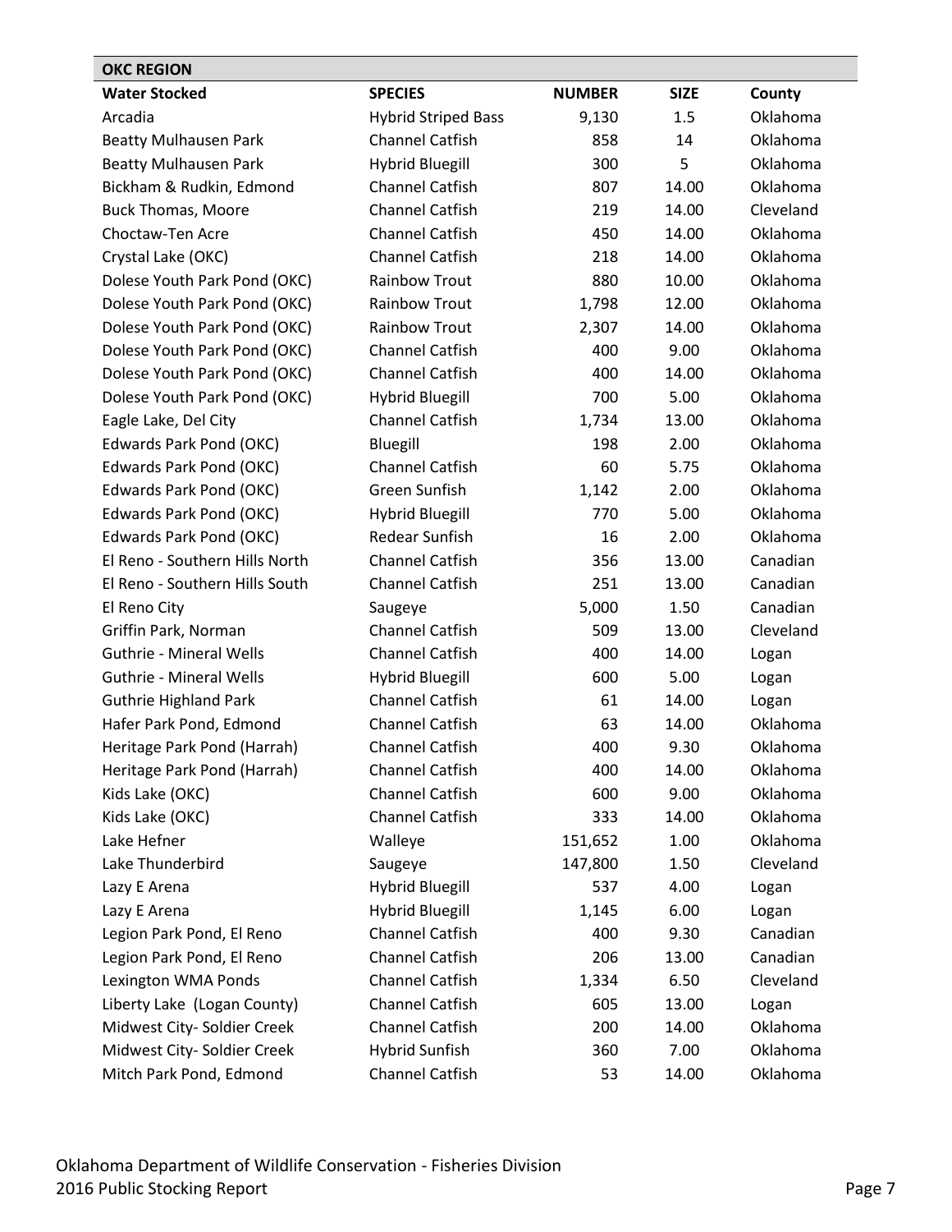| OKC REGION | | | | |
|---|---|---|---|---|
| **Water Stocked** | **SPECIES** | **NUMBER** | **SIZE** | **County** |
| Arcadia | Hybrid Striped Bass | 9,130 | 1.5 | Oklahoma |
| Beatty Mulhausen Park | Channel Catfish | 858 | 14 | Oklahoma |
| Beatty Mulhausen Park | Hybrid Bluegill | 300 | 5 | Oklahoma |
| Bickham & Rudkin, Edmond | Channel Catfish | 807 | 14.00 | Oklahoma |
| Buck Thomas, Moore | Channel Catfish | 219 | 14.00 | Cleveland |
| Choctaw-Ten Acre | Channel Catfish | 450 | 14.00 | Oklahoma |
| Crystal Lake (OKC) | Channel Catfish | 218 | 14.00 | Oklahoma |
| Dolese Youth Park Pond (OKC) | Rainbow Trout | 880 | 10.00 | Oklahoma |
| Dolese Youth Park Pond (OKC) | Rainbow Trout | 1,798 | 12.00 | Oklahoma |
| Dolese Youth Park Pond (OKC) | Rainbow Trout | 2,307 | 14.00 | Oklahoma |
| Dolese Youth Park Pond (OKC) | Channel Catfish | 400 | 9.00 | Oklahoma |
| Dolese Youth Park Pond (OKC) | Channel Catfish | 400 | 14.00 | Oklahoma |
| Dolese Youth Park Pond (OKC) | Hybrid Bluegill | 700 | 5.00 | Oklahoma |
| Eagle Lake, Del City | Channel Catfish | 1,734 | 13.00 | Oklahoma |
| Edwards Park Pond (OKC) | Bluegill | 198 | 2.00 | Oklahoma |
| Edwards Park Pond (OKC) | Channel Catfish | 60 | 5.75 | Oklahoma |
| Edwards Park Pond (OKC) | Green Sunfish | 1,142 | 2.00 | Oklahoma |
| Edwards Park Pond (OKC) | Hybrid Bluegill | 770 | 5.00 | Oklahoma |
| Edwards Park Pond (OKC) | Redear Sunfish | 16 | 2.00 | Oklahoma |
| El Reno - Southern Hills North | Channel Catfish | 356 | 13.00 | Canadian |
| El Reno - Southern Hills South | Channel Catfish | 251 | 13.00 | Canadian |
| El Reno City | Saugeye | 5,000 | 1.50 | Canadian |
| Griffin Park, Norman | Channel Catfish | 509 | 13.00 | Cleveland |
| Guthrie - Mineral Wells | Channel Catfish | 400 | 14.00 | Logan |
| Guthrie - Mineral Wells | Hybrid Bluegill | 600 | 5.00 | Logan |
| Guthrie Highland Park | Channel Catfish | 61 | 14.00 | Logan |
| Hafer Park Pond, Edmond | Channel Catfish | 63 | 14.00 | Oklahoma |
| Heritage Park Pond (Harrah) | Channel Catfish | 400 | 9.30 | Oklahoma |
| Heritage Park Pond (Harrah) | Channel Catfish | 400 | 14.00 | Oklahoma |
| Kids Lake (OKC) | Channel Catfish | 600 | 9.00 | Oklahoma |
| Kids Lake (OKC) | Channel Catfish | 333 | 14.00 | Oklahoma |
| Lake Hefner | Walleye | 151,652 | 1.00 | Oklahoma |
| Lake Thunderbird | Saugeye | 147,800 | 1.50 | Cleveland |
| Lazy E Arena | Hybrid Bluegill | 537 | 4.00 | Logan |
| Lazy E Arena | Hybrid Bluegill | 1,145 | 6.00 | Logan |
| Legion Park Pond, El Reno | Channel Catfish | 400 | 9.30 | Canadian |
| Legion Park Pond, El Reno | Channel Catfish | 206 | 13.00 | Canadian |
| Lexington WMA Ponds | Channel Catfish | 1,334 | 6.50 | Cleveland |
| Liberty Lake (Logan County) | Channel Catfish | 605 | 13.00 | Logan |
| Midwest City- Soldier Creek | Channel Catfish | 200 | 14.00 | Oklahoma |
| Midwest City- Soldier Creek | Hybrid Sunfish | 360 | 7.00 | Oklahoma |
| Mitch Park Pond, Edmond | Channel Catfish | 53 | 14.00 | Oklahoma |

Oklahoma Department of Wildlife Conservation - Fisheries Division
2016 Public Stocking Report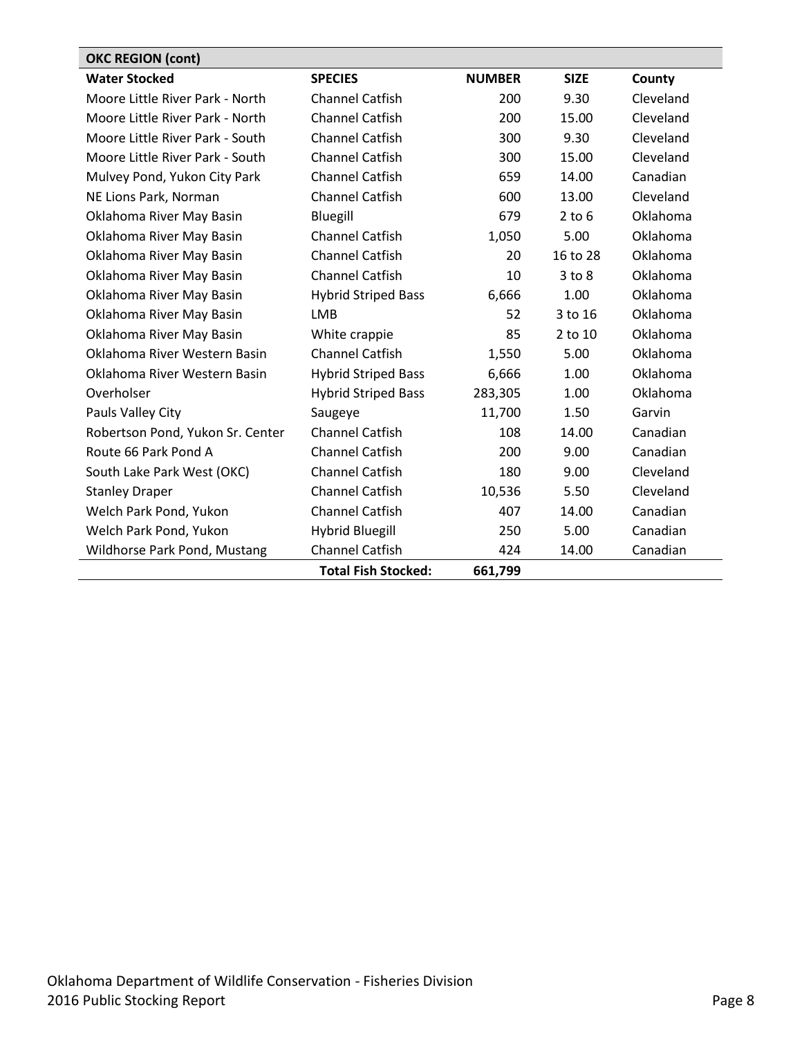| OKC REGION (cont) | | | | |
|---|---|---|---|---|
| **Water Stocked** | **SPECIES** | **NUMBER** | **SIZE** | **County** |
| Moore Little River Park - North | Channel Catfish | 200 | 9.30 | Cleveland |
| Moore Little River Park - North | Channel Catfish | 200 | 15.00 | Cleveland |
| Moore Little River Park - South | Channel Catfish | 300 | 9.30 | Cleveland |
| Moore Little River Park - South | Channel Catfish | 300 | 15.00 | Cleveland |
| Mulvey Pond, Yukon City Park | Channel Catfish | 659 | 14.00 | Canadian |
| NE Lions Park, Norman | Channel Catfish | 600 | 13.00 | Cleveland |
| Oklahoma River May Basin | Bluegill | 679 | 2 to 6 | Oklahoma |
| Oklahoma River May Basin | Channel Catfish | 1,050 | 5.00 | Oklahoma |
| Oklahoma River May Basin | Channel Catfish | 20 | 16 to 28 | Oklahoma |
| Oklahoma River May Basin | Channel Catfish | 10 | 3 to 8 | Oklahoma |
| Oklahoma River May Basin | Hybrid Striped Bass | 6,666 | 1.00 | Oklahoma |
| Oklahoma River May Basin | LMB | 52 | 3 to 16 | Oklahoma |
| Oklahoma River May Basin | White crappie | 85 | 2 to 10 | Oklahoma |
| Oklahoma River Western Basin | Channel Catfish | 1,550 | 5.00 | Oklahoma |
| Oklahoma River Western Basin | Hybrid Striped Bass | 6,666 | 1.00 | Oklahoma |
| Overholser | Hybrid Striped Bass | 283,305 | 1.00 | Oklahoma |
| Pauls Valley City | Saugeye | 11,700 | 1.50 | Garvin |
| Robertson Pond, Yukon Sr. Center | Channel Catfish | 108 | 14.00 | Canadian |
| Route 66 Park Pond A | Channel Catfish | 200 | 9.00 | Canadian |
| South Lake Park West (OKC) | Channel Catfish | 180 | 9.00 | Cleveland |
| Stanley Draper | Channel Catfish | 10,536 | 5.50 | Cleveland |
| Welch Park Pond, Yukon | Channel Catfish | 407 | 14.00 | Canadian |
| Welch Park Pond, Yukon | Hybrid Bluegill | 250 | 5.00 | Canadian |
| Wildhorse Park Pond, Mustang | Channel Catfish | 424 | 14.00 | Canadian |
| | **Total Fish Stocked:** | **661,799** | | |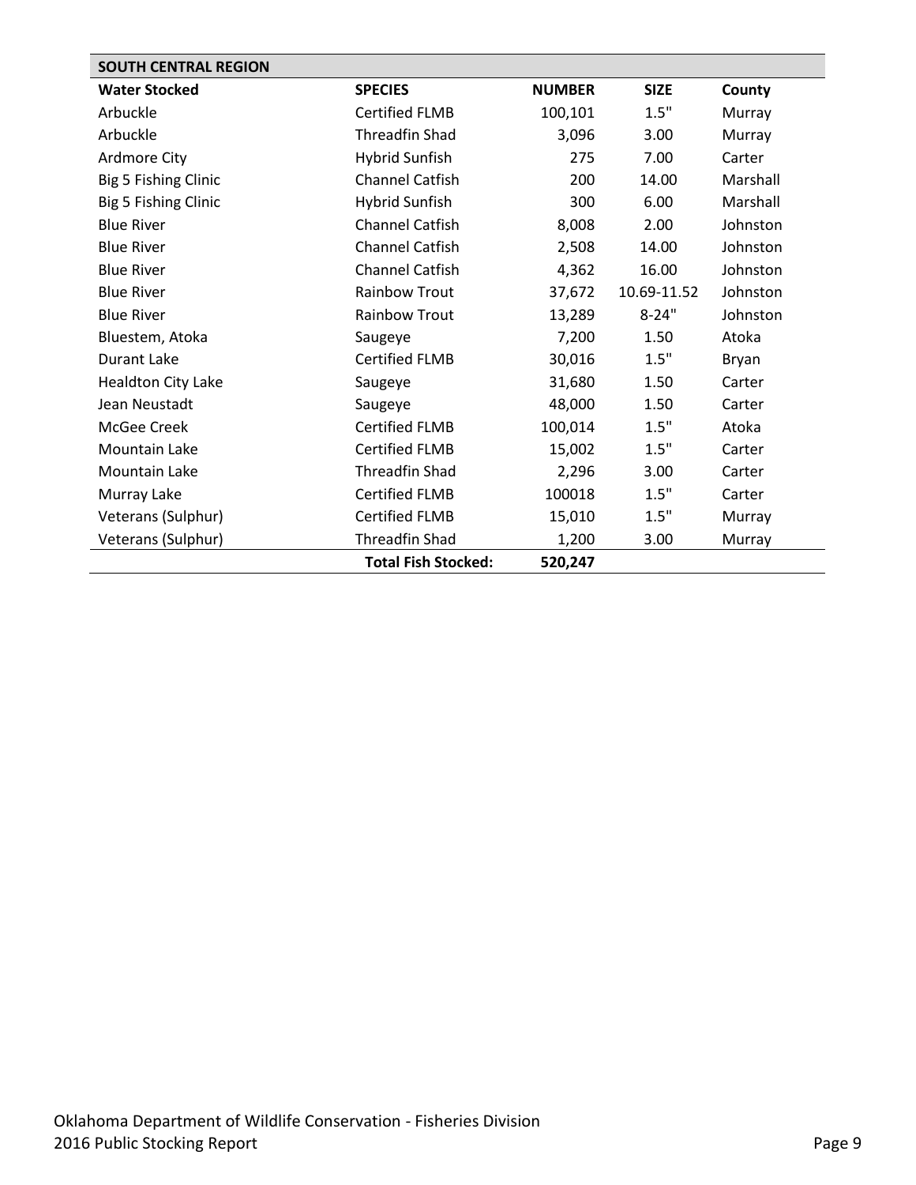| SOUTH CENTRAL REGION | | | | |
|---|---|---|---|---|
| **Water Stocked** | **SPECIES** | **NUMBER** | **SIZE** | **County** |
| Arbuckle | Certified FLMB | 100,101 | 1.5" | Murray |
| Arbuckle | Threadfin Shad | 3,096 | 3.00 | Murray |
| Ardmore City | Hybrid Sunfish | 275 | 7.00 | Carter |
| Big 5 Fishing Clinic | Channel Catfish | 200 | 14.00 | Marshall |
| Big 5 Fishing Clinic | Hybrid Sunfish | 300 | 6.00 | Marshall |
| Blue River | Channel Catfish | 8,008 | 2.00 | Johnston |
| Blue River | Channel Catfish | 2,508 | 14.00 | Johnston |
| Blue River | Channel Catfish | 4,362 | 16.00 | Johnston |
| Blue River | Rainbow Trout | 37,672 | 10.69-11.52 | Johnston |
| Blue River | Rainbow Trout | 13,289 | 8-24" | Johnston |
| Bluestem, Atoka | Saugeye | 7,200 | 1.50 | Atoka |
| Durant Lake | Certified FLMB | 30,016 | 1.5" | Bryan |
| Healdton City Lake | Saugeye | 31,680 | 1.50 | Carter |
| Jean Neustadt | Saugeye | 48,000 | 1.50 | Carter |
| McGee Creek | Certified FLMB | 100,014 | 1.5" | Atoka |
| Mountain Lake | Certified FLMB | 15,002 | 1.5" | Carter |
| Mountain Lake | Threadfin Shad | 2,296 | 3.00 | Carter |
| Murray Lake | Certified FLMB | 100018 | 1.5" | Carter |
| Veterans (Sulphur) | Certified FLMB | 15,010 | 1.5" | Murray |
| Veterans (Sulphur) | Threadfin Shad | 1,200 | 3.00 | Murray |
| | **Total Fish Stocked:** | **520,247** | | |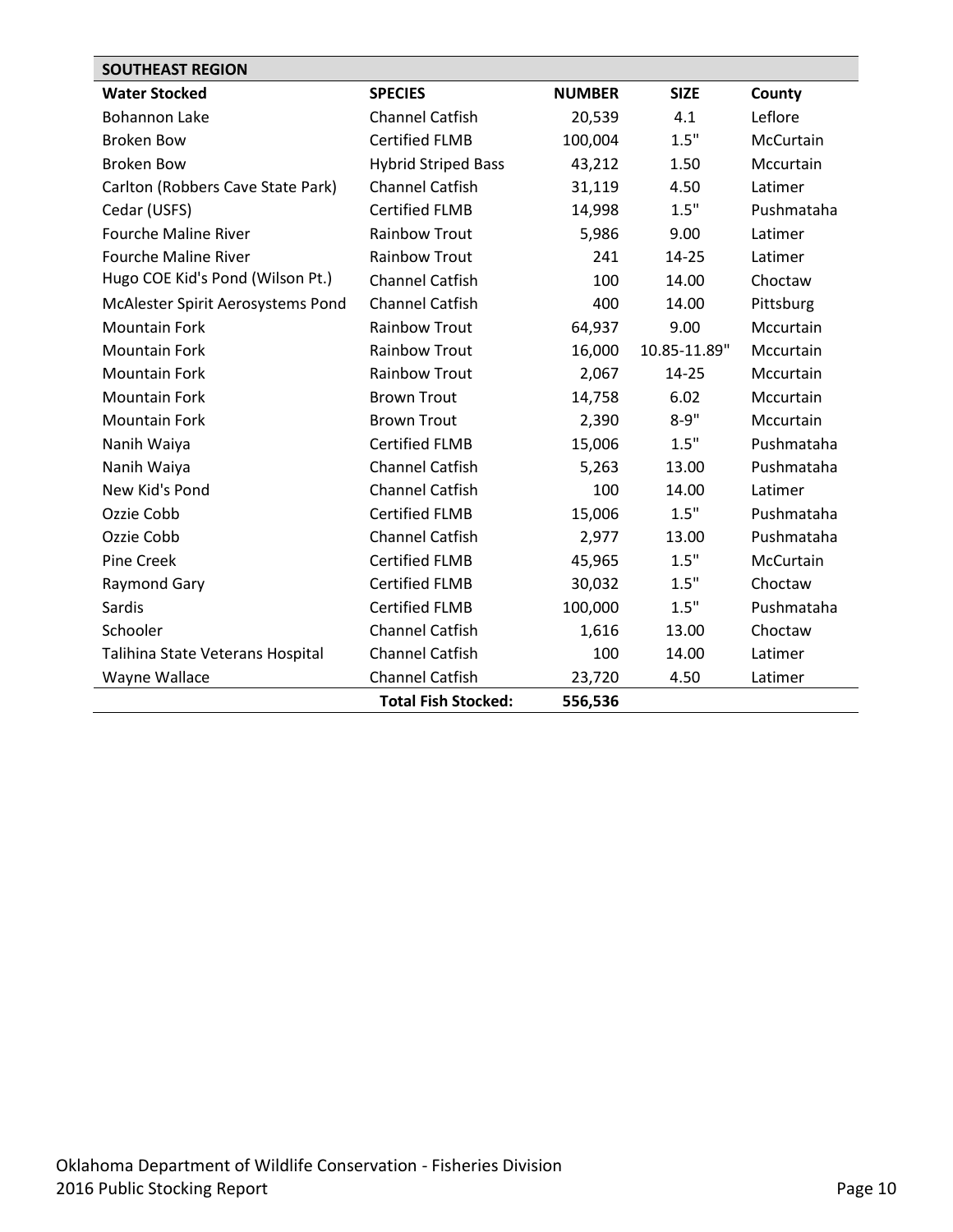| SOUTHEAST REGION | | | | |
|---|---|---|---|---|
| **Water Stocked** | **SPECIES** | **NUMBER** | **SIZE** | **County** |
| Bohannon Lake | Channel Catfish | 20,539 | 4.1 | Leflore |
| Broken Bow | Certified FLMB | 100,004 | 1.5" | McCurtain |
| Broken Bow | Hybrid Striped Bass | 43,212 | 1.50 | Mccurtain |
| Carlton (Robbers Cave State Park) | Channel Catfish | 31,119 | 4.50 | Latimer |
| Cedar (USFS) | Certified FLMB | 14,998 | 1.5" | Pushmataha |
| Fourche Maline River | Rainbow Trout | 5,986 | 9.00 | Latimer |
| Fourche Maline River | Rainbow Trout | 241 | 14-25 | Latimer |
| Hugo COE Kid's Pond (Wilson Pt.) | Channel Catfish | 100 | 14.00 | Choctaw |
| McAlester Spirit Aerosystems Pond | Channel Catfish | 400 | 14.00 | Pittsburg |
| Mountain Fork | Rainbow Trout | 64,937 | 9.00 | Mccurtain |
| Mountain Fork | Rainbow Trout | 16,000 | 10.85-11.89" | Mccurtain |
| Mountain Fork | Rainbow Trout | 2,067 | 14-25 | Mccurtain |
| Mountain Fork | Brown Trout | 14,758 | 6.02 | Mccurtain |
| Mountain Fork | Brown Trout | 2,390 | 8-9" | Mccurtain |
| Nanih Waiya | Certified FLMB | 15,006 | 1.5" | Pushmataha |
| Nanih Waiya | Channel Catfish | 5,263 | 13.00 | Pushmataha |
| New Kid's Pond | Channel Catfish | 100 | 14.00 | Latimer |
| Ozzie Cobb | Certified FLMB | 15,006 | 1.5" | Pushmataha |
| Ozzie Cobb | Channel Catfish | 2,977 | 13.00 | Pushmataha |
| Pine Creek | Certified FLMB | 45,965 | 1.5" | McCurtain |
| Raymond Gary | Certified FLMB | 30,032 | 1.5" | Choctaw |
| Sardis | Certified FLMB | 100,000 | 1.5" | Pushmataha |
| Schooler | Channel Catfish | 1,616 | 13.00 | Choctaw |
| Talihina State Veterans Hospital | Channel Catfish | 100 | 14.00 | Latimer |
| Wayne Wallace | Channel Catfish | 23,720 | 4.50 | Latimer |
| | **Total Fish Stocked:** | **556,536** | | |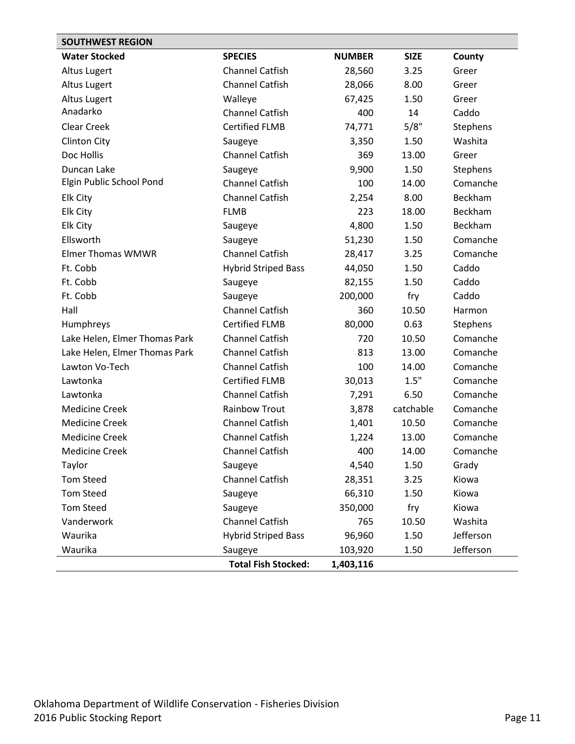## SOUTHWEST REGION

| Water Stocked | SPECIES | NUMBER | SIZE | County |
|---|---|---|---|---|
| Altus Lugert | Channel Catfish | 28,560 | 3.25 | Greer |
| Altus Lugert | Channel Catfish | 28,066 | 8.00 | Greer |
| Altus Lugert | Walleye | 67,425 | 1.50 | Greer |
| Anadarko | Channel Catfish | 400 | 14 | Caddo |
| Clear Creek | Certified FLMB | 74,771 | 5/8" | Stephens |
| Clinton City | Saugeye | 3,350 | 1.50 | Washita |
| Doc Hollis | Channel Catfish | 369 | 13.00 | Greer |
| Duncan Lake | Saugeye | 9,900 | 1.50 | Stephens |
| Elgin Public School Pond | Channel Catfish | 100 | 14.00 | Comanche |
| Elk City | Channel Catfish | 2,254 | 8.00 | Beckham |
| Elk City | FLMB | 223 | 18.00 | Beckham |
| Elk City | Saugeye | 4,800 | 1.50 | Beckham |
| Ellsworth | Saugeye | 51,230 | 1.50 | Comanche |
| Elmer Thomas WMWR | Channel Catfish | 28,417 | 3.25 | Comanche |
| Ft. Cobb | Hybrid Striped Bass | 44,050 | 1.50 | Caddo |
| Ft. Cobb | Saugeye | 82,155 | 1.50 | Caddo |
| Ft. Cobb | Saugeye | 200,000 | fry | Caddo |
| Hall | Channel Catfish | 360 | 10.50 | Harmon |
| Humphreys | Certified FLMB | 80,000 | 0.63 | Stephens |
| Lake Helen, Elmer Thomas Park | Channel Catfish | 720 | 10.50 | Comanche |
| Lake Helen, Elmer Thomas Park | Channel Catfish | 813 | 13.00 | Comanche |
| Lawton Vo-Tech | Channel Catfish | 100 | 14.00 | Comanche |
| Lawtonka | Certified FLMB | 30,013 | 1.5" | Comanche |
| Lawtonka | Channel Catfish | 7,291 | 6.50 | Comanche |
| Medicine Creek | Rainbow Trout | 3,878 | catchable | Comanche |
| Medicine Creek | Channel Catfish | 1,401 | 10.50 | Comanche |
| Medicine Creek | Channel Catfish | 1,224 | 13.00 | Comanche |
| Medicine Creek | Channel Catfish | 400 | 14.00 | Comanche |
| Taylor | Saugeye | 4,540 | 1.50 | Grady |
| Tom Steed | Channel Catfish | 28,351 | 3.25 | Kiowa |
| Tom Steed | Saugeye | 66,310 | 1.50 | Kiowa |
| Tom Steed | Saugeye | 350,000 | fry | Kiowa |
| Vanderwork | Channel Catfish | 765 | 10.50 | Washita |
| Waurika | Hybrid Striped Bass | 96,960 | 1.50 | Jefferson |
| Waurika | Saugeye | 103,920 | 1.50 | Jefferson |
| | **Total Fish Stocked:** | **1,403,116** | | |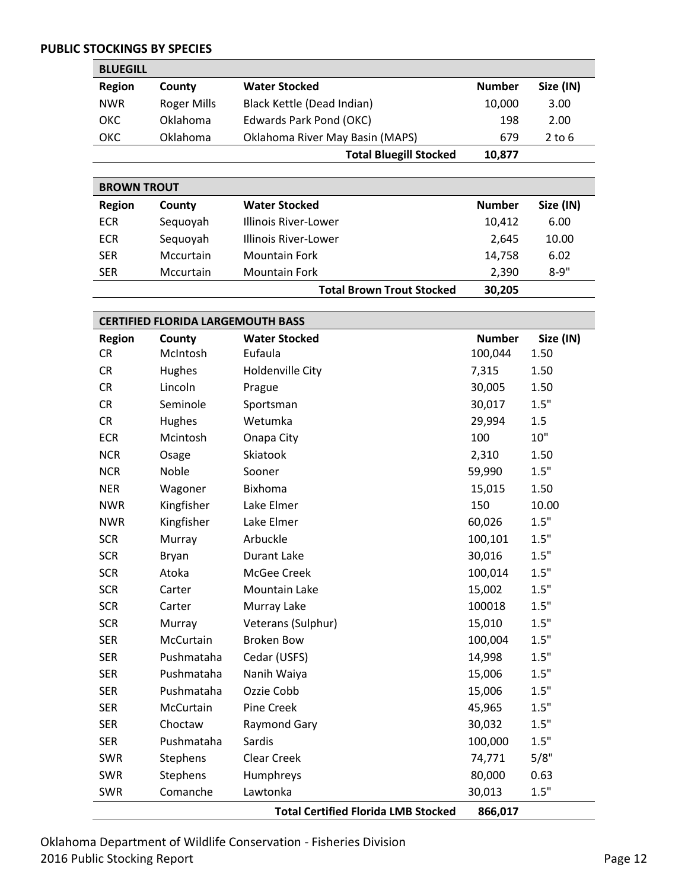**PUBLIC STOCKINGS BY SPECIES**

| BLUEGILL | | | | |
|---|---|---|---|---|
| **Region** | **County** | **Water Stocked** | **Number** | **Size (IN)** |
| NWR | Roger Mills | Black Kettle (Dead Indian) | 10,000 | 3.00 |
| OKC | Oklahoma | Edwards Park Pond (OKC) | 198 | 2.00 |
| OKC | Oklahoma | Oklahoma River May Basin (MAPS) | 679 | 2 to 6 |
| | | **Total Bluegill Stocked** | **10,877** | |

| BROWN TROUT | | | | |
|---|---|---|---|---|
| **Region** | **County** | **Water Stocked** | **Number** | **Size (IN)** |
| ECR | Sequoyah | Illinois River-Lower | 10,412 | 6.00 |
| ECR | Sequoyah | Illinois River-Lower | 2,645 | 10.00 |
| SER | Mccurtain | Mountain Fork | 14,758 | 6.02 |
| SER | Mccurtain | Mountain Fork | 2,390 | 8-9" |
| | | **Total Brown Trout Stocked** | **30,205** | |

| CERTIFIED FLORIDA LARGEMOUTH BASS | | | | |
|---|---|---|---|---|
| **Region** | **County** | **Water Stocked** | **Number** | **Size (IN)** |
| CR | McIntosh | Eufaula | 100,044 | 1.50 |
| CR | Hughes | Holdenville City | 7,315 | 1.50 |
| CR | Lincoln | Prague | 30,005 | 1.50 |
| CR | Seminole | Sportsman | 30,017 | 1.5" |
| CR | Hughes | Wetumka | 29,994 | 1.5 |
| ECR | Mcintosh | Onapa City | 100 | 10" |
| NCR | Osage | Skiatook | 2,310 | 1.50 |
| NCR | Noble | Sooner | 59,990 | 1.5" |
| NER | Wagoner | Bixhoma | 15,015 | 1.50 |
| NWR | Kingfisher | Lake Elmer | 150 | 10.00 |
| NWR | Kingfisher | Lake Elmer | 60,026 | 1.5" |
| SCR | Murray | Arbuckle | 100,101 | 1.5" |
| SCR | Bryan | Durant Lake | 30,016 | 1.5" |
| SCR | Atoka | McGee Creek | 100,014 | 1.5" |
| SCR | Carter | Mountain Lake | 15,002 | 1.5" |
| SCR | Carter | Murray Lake | 100018 | 1.5" |
| SCR | Murray | Veterans (Sulphur) | 15,010 | 1.5" |
| SER | McCurtain | Broken Bow | 100,004 | 1.5" |
| SER | Pushmataha | Cedar (USFS) | 14,998 | 1.5" |
| SER | Pushmataha | Nanih Waiya | 15,006 | 1.5" |
| SER | Pushmataha | Ozzie Cobb | 15,006 | 1.5" |
| SER | McCurtain | Pine Creek | 45,965 | 1.5" |
| SER | Choctaw | Raymond Gary | 30,032 | 1.5" |
| SER | Pushmataha | Sardis | 100,000 | 1.5" |
| SWR | Stephens | Clear Creek | 74,771 | 5/8" |
| SWR | Stephens | Humphreys | 80,000 | 0.63 |
| SWR | Comanche | Lawtonka | 30,013 | 1.5" |
| | | **Total Certified Florida LMB Stocked** | **866,017** | |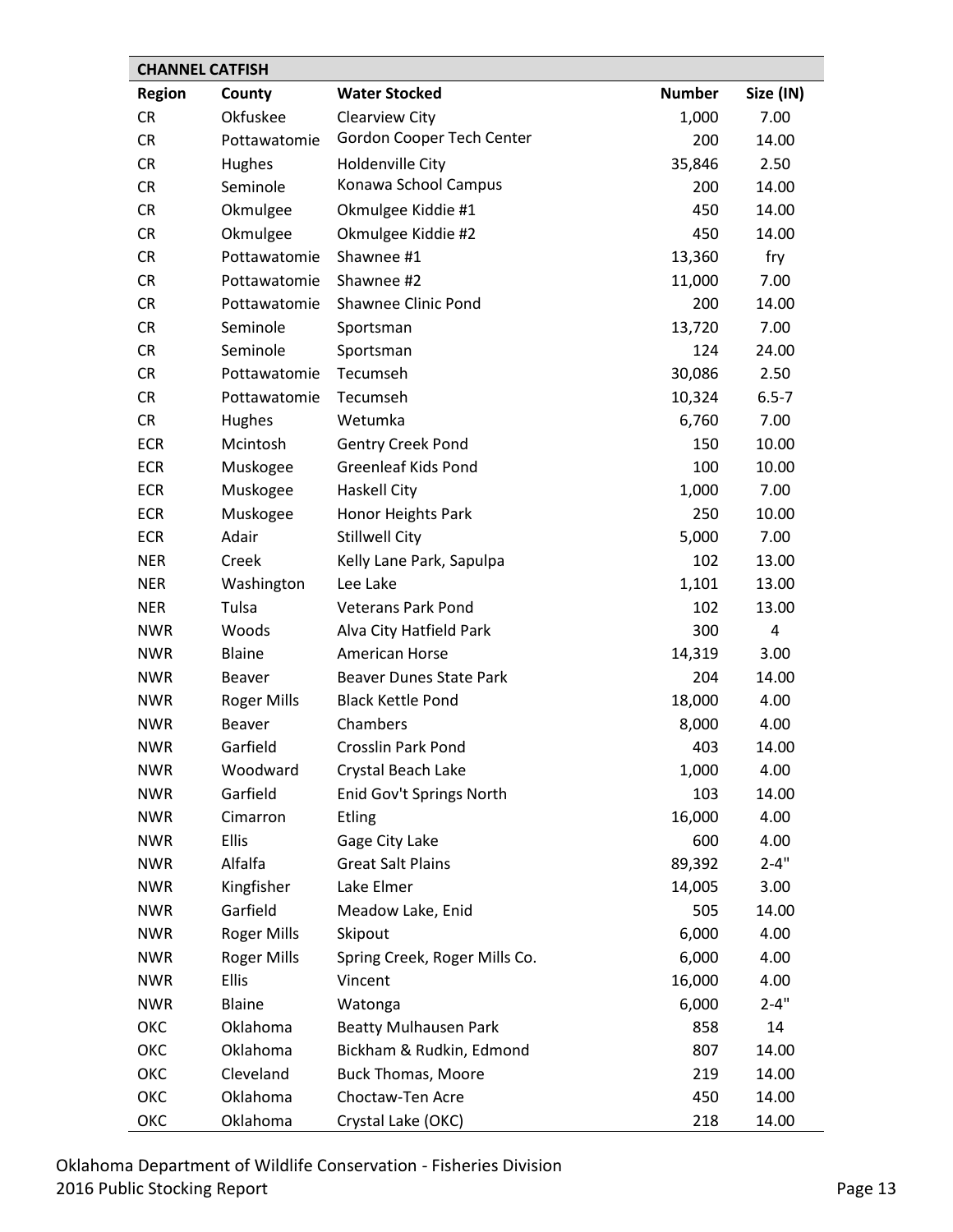## CHANNEL CATFISH

| Region | County | Water Stocked | Number | Size (IN) |
|---|---|---|---|---|
| CR | Okfuskee | Clearview City | 1,000 | 7.00 |
| CR | Pottawatomie | Gordon Cooper Tech Center | 200 | 14.00 |
| CR | Hughes | Holdenville City | 35,846 | 2.50 |
| CR | Seminole | Konawa School Campus | 200 | 14.00 |
| CR | Okmulgee | Okmulgee Kiddie #1 | 450 | 14.00 |
| CR | Okmulgee | Okmulgee Kiddie #2 | 450 | 14.00 |
| CR | Pottawatomie | Shawnee #1 | 13,360 | fry |
| CR | Pottawatomie | Shawnee #2 | 11,000 | 7.00 |
| CR | Pottawatomie | Shawnee Clinic Pond | 200 | 14.00 |
| CR | Seminole | Sportsman | 13,720 | 7.00 |
| CR | Seminole | Sportsman | 124 | 24.00 |
| CR | Pottawatomie | Tecumseh | 30,086 | 2.50 |
| CR | Pottawatomie | Tecumseh | 10,324 | 6.5-7 |
| CR | Hughes | Wetumka | 6,760 | 7.00 |
| ECR | Mcintosh | Gentry Creek Pond | 150 | 10.00 |
| ECR | Muskogee | Greenleaf Kids Pond | 100 | 10.00 |
| ECR | Muskogee | Haskell City | 1,000 | 7.00 |
| ECR | Muskogee | Honor Heights Park | 250 | 10.00 |
| ECR | Adair | Stillwell City | 5,000 | 7.00 |
| NER | Creek | Kelly Lane Park, Sapulpa | 102 | 13.00 |
| NER | Washington | Lee Lake | 1,101 | 13.00 |
| NER | Tulsa | Veterans Park Pond | 102 | 13.00 |
| NWR | Woods | Alva City Hatfield Park | 300 | 4 |
| NWR | Blaine | American Horse | 14,319 | 3.00 |
| NWR | Beaver | Beaver Dunes State Park | 204 | 14.00 |
| NWR | Roger Mills | Black Kettle Pond | 18,000 | 4.00 |
| NWR | Beaver | Chambers | 8,000 | 4.00 |
| NWR | Garfield | Crosslin Park Pond | 403 | 14.00 |
| NWR | Woodward | Crystal Beach Lake | 1,000 | 4.00 |
| NWR | Garfield | Enid Gov't Springs North | 103 | 14.00 |
| NWR | Cimarron | Etling | 16,000 | 4.00 |
| NWR | Ellis | Gage City Lake | 600 | 4.00 |
| NWR | Alfalfa | Great Salt Plains | 89,392 | 2-4" |
| NWR | Kingfisher | Lake Elmer | 14,005 | 3.00 |
| NWR | Garfield | Meadow Lake, Enid | 505 | 14.00 |
| NWR | Roger Mills | Skipout | 6,000 | 4.00 |
| NWR | Roger Mills | Spring Creek, Roger Mills Co. | 6,000 | 4.00 |
| NWR | Ellis | Vincent | 16,000 | 4.00 |
| NWR | Blaine | Watonga | 6,000 | 2-4" |
| OKC | Oklahoma | Beatty Mulhausen Park | 858 | 14 |
| OKC | Oklahoma | Bickham & Rudkin, Edmond | 807 | 14.00 |
| OKC | Cleveland | Buck Thomas, Moore | 219 | 14.00 |
| OKC | Oklahoma | Choctaw-Ten Acre | 450 | 14.00 |
| OKC | Oklahoma | Crystal Lake (OKC) | 218 | 14.00 |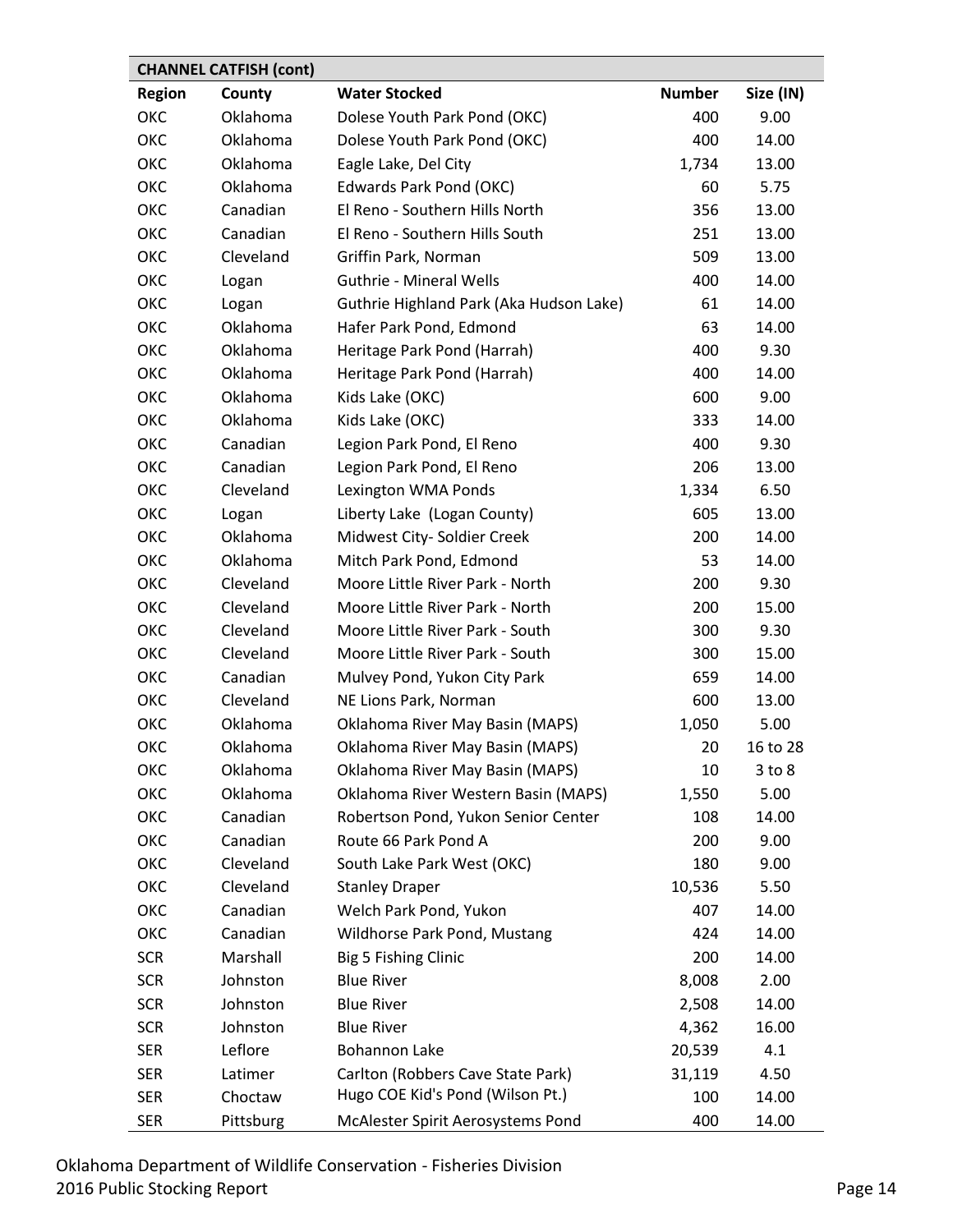| CHANNEL CATFISH (cont) | | | | |
|---|---|---|---|---|
| Region | County | Water Stocked | Number | Size (IN) |
| OKC | Oklahoma | Dolese Youth Park Pond (OKC) | 400 | 9.00 |
| OKC | Oklahoma | Dolese Youth Park Pond (OKC) | 400 | 14.00 |
| OKC | Oklahoma | Eagle Lake, Del City | 1,734 | 13.00 |
| OKC | Oklahoma | Edwards Park Pond (OKC) | 60 | 5.75 |
| OKC | Canadian | El Reno - Southern Hills North | 356 | 13.00 |
| OKC | Canadian | El Reno - Southern Hills South | 251 | 13.00 |
| OKC | Cleveland | Griffin Park, Norman | 509 | 13.00 |
| OKC | Logan | Guthrie - Mineral Wells | 400 | 14.00 |
| OKC | Logan | Guthrie Highland Park (Aka Hudson Lake) | 61 | 14.00 |
| OKC | Oklahoma | Hafer Park Pond, Edmond | 63 | 14.00 |
| OKC | Oklahoma | Heritage Park Pond (Harrah) | 400 | 9.30 |
| OKC | Oklahoma | Heritage Park Pond (Harrah) | 400 | 14.00 |
| OKC | Oklahoma | Kids Lake (OKC) | 600 | 9.00 |
| OKC | Oklahoma | Kids Lake (OKC) | 333 | 14.00 |
| OKC | Canadian | Legion Park Pond, El Reno | 400 | 9.30 |
| OKC | Canadian | Legion Park Pond, El Reno | 206 | 13.00 |
| OKC | Cleveland | Lexington WMA Ponds | 1,334 | 6.50 |
| OKC | Logan | Liberty Lake (Logan County) | 605 | 13.00 |
| OKC | Oklahoma | Midwest City- Soldier Creek | 200 | 14.00 |
| OKC | Oklahoma | Mitch Park Pond, Edmond | 53 | 14.00 |
| OKC | Cleveland | Moore Little River Park - North | 200 | 9.30 |
| OKC | Cleveland | Moore Little River Park - North | 200 | 15.00 |
| OKC | Cleveland | Moore Little River Park - South | 300 | 9.30 |
| OKC | Cleveland | Moore Little River Park - South | 300 | 15.00 |
| OKC | Canadian | Mulvey Pond, Yukon City Park | 659 | 14.00 |
| OKC | Cleveland | NE Lions Park, Norman | 600 | 13.00 |
| OKC | Oklahoma | Oklahoma River May Basin (MAPS) | 1,050 | 5.00 |
| OKC | Oklahoma | Oklahoma River May Basin (MAPS) | 20 | 16 to 28 |
| OKC | Oklahoma | Oklahoma River May Basin (MAPS) | 10 | 3 to 8 |
| OKC | Oklahoma | Oklahoma River Western Basin (MAPS) | 1,550 | 5.00 |
| OKC | Canadian | Robertson Pond, Yukon Senior Center | 108 | 14.00 |
| OKC | Canadian | Route 66 Park Pond A | 200 | 9.00 |
| OKC | Cleveland | South Lake Park West (OKC) | 180 | 9.00 |
| OKC | Cleveland | Stanley Draper | 10,536 | 5.50 |
| OKC | Canadian | Welch Park Pond, Yukon | 407 | 14.00 |
| OKC | Canadian | Wildhorse Park Pond, Mustang | 424 | 14.00 |
| SCR | Marshall | Big 5 Fishing Clinic | 200 | 14.00 |
| SCR | Johnston | Blue River | 8,008 | 2.00 |
| SCR | Johnston | Blue River | 2,508 | 14.00 |
| SCR | Johnston | Blue River | 4,362 | 16.00 |
| SER | Leflore | Bohannon Lake | 20,539 | 4.1 |
| SER | Latimer | Carlton (Robbers Cave State Park) | 31,119 | 4.50 |
| SER | Choctaw | Hugo COE Kid's Pond (Wilson Pt.) | 100 | 14.00 |
| SER | Pittsburg | McAlester Spirit Aerosystems Pond | 400 | 14.00 |

Oklahoma Department of Wildlife Conservation - Fisheries Division
2016 Public Stocking Report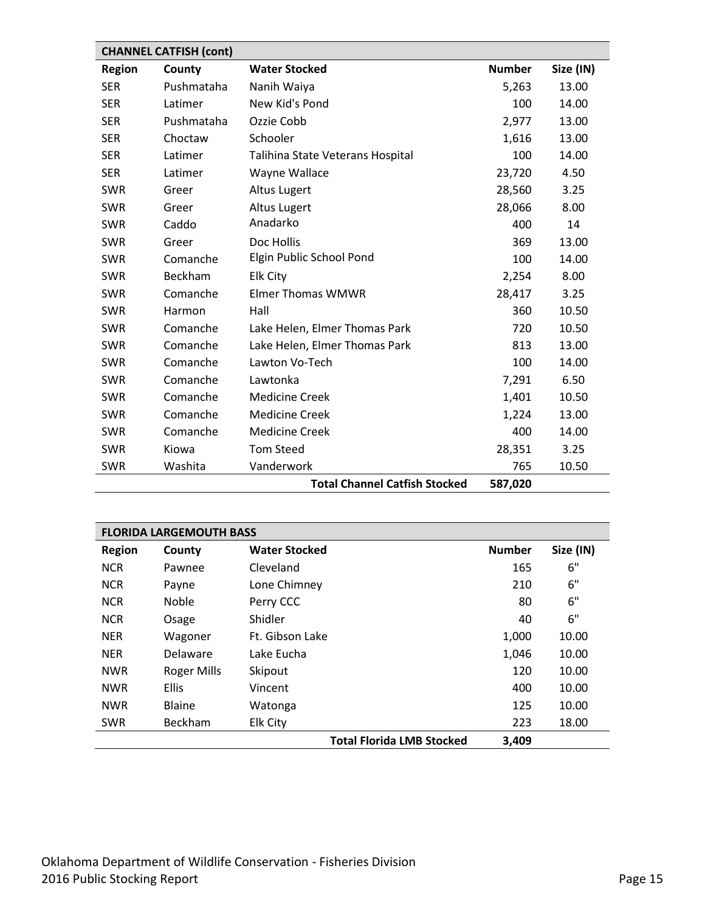| CHANNEL CATFISH (cont) | | | | |
|---|---|---|---|---|
| **Region** | **County** | **Water Stocked** | **Number** | **Size (IN)** |
| SER | Pushmataha | Nanih Waiya | 5,263 | 13.00 |
| SER | Latimer | New Kid's Pond | 100 | 14.00 |
| SER | Pushmataha | Ozzie Cobb | 2,977 | 13.00 |
| SER | Choctaw | Schooler | 1,616 | 13.00 |
| SER | Latimer | Talihina State Veterans Hospital | 100 | 14.00 |
| SER | Latimer | Wayne Wallace | 23,720 | 4.50 |
| SWR | Greer | Altus Lugert | 28,560 | 3.25 |
| SWR | Greer | Altus Lugert | 28,066 | 8.00 |
| SWR | Caddo | Anadarko | 400 | 14 |
| SWR | Greer | Doc Hollis | 369 | 13.00 |
| SWR | Comanche | Elgin Public School Pond | 100 | 14.00 |
| SWR | Beckham | Elk City | 2,254 | 8.00 |
| SWR | Comanche | Elmer Thomas WMWR | 28,417 | 3.25 |
| SWR | Harmon | Hall | 360 | 10.50 |
| SWR | Comanche | Lake Helen, Elmer Thomas Park | 720 | 10.50 |
| SWR | Comanche | Lake Helen, Elmer Thomas Park | 813 | 13.00 |
| SWR | Comanche | Lawton Vo-Tech | 100 | 14.00 |
| SWR | Comanche | Lawtonka | 7,291 | 6.50 |
| SWR | Comanche | Medicine Creek | 1,401 | 10.50 |
| SWR | Comanche | Medicine Creek | 1,224 | 13.00 |
| SWR | Comanche | Medicine Creek | 400 | 14.00 |
| SWR | Kiowa | Tom Steed | 28,351 | 3.25 |
| SWR | Washita | Vanderwork | 765 | 10.50 |
| | | **Total Channel Catfish Stocked** | **587,020** | |

| FLORIDA LARGEMOUTH BASS | | | | |
|---|---|---|---|---|
| **Region** | **County** | **Water Stocked** | **Number** | **Size (IN)** |
| NCR | Pawnee | Cleveland | 165 | 6" |
| NCR | Payne | Lone Chimney | 210 | 6" |
| NCR | Noble | Perry CCC | 80 | 6" |
| NCR | Osage | Shidler | 40 | 6" |
| NER | Wagoner | Ft. Gibson Lake | 1,000 | 10.00 |
| NER | Delaware | Lake Eucha | 1,046 | 10.00 |
| NWR | Roger Mills | Skipout | 120 | 10.00 |
| NWR | Ellis | Vincent | 400 | 10.00 |
| NWR | Blaine | Watonga | 125 | 10.00 |
| SWR | Beckham | Elk City | 223 | 18.00 |
| | | **Total Florida LMB Stocked** | **3,409** | |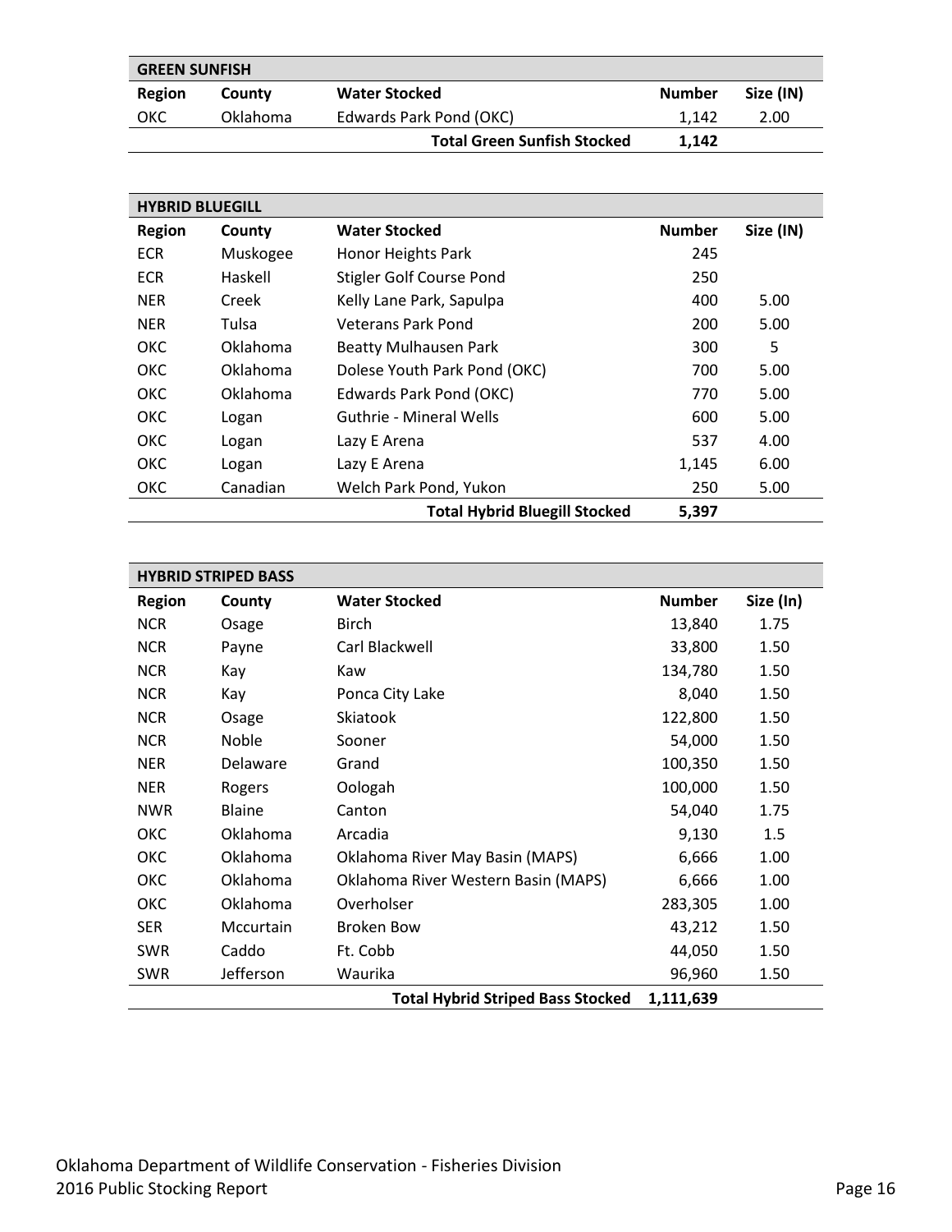| GREEN SUNFISH | | | | |
|---|---|---|---|---|
| **Region** | **County** | **Water Stocked** | **Number** | **Size (IN)** |
| OKC | Oklahoma | Edwards Park Pond (OKC) | 1,142 | 2.00 |
| | | **Total Green Sunfish Stocked** | **1,142** | |

| HYBRID BLUEGILL | | | | |
|---|---|---|---|---|
| **Region** | **County** | **Water Stocked** | **Number** | **Size (IN)** |
| ECR | Muskogee | Honor Heights Park | 245 | |
| ECR | Haskell | Stigler Golf Course Pond | 250 | |
| NER | Creek | Kelly Lane Park, Sapulpa | 400 | 5.00 |
| NER | Tulsa | Veterans Park Pond | 200 | 5.00 |
| OKC | Oklahoma | Beatty Mulhausen Park | 300 | 5 |
| OKC | Oklahoma | Dolese Youth Park Pond (OKC) | 700 | 5.00 |
| OKC | Oklahoma | Edwards Park Pond (OKC) | 770 | 5.00 |
| OKC | Logan | Guthrie - Mineral Wells | 600 | 5.00 |
| OKC | Logan | Lazy E Arena | 537 | 4.00 |
| OKC | Logan | Lazy E Arena | 1,145 | 6.00 |
| OKC | Canadian | Welch Park Pond, Yukon | 250 | 5.00 |
| | | **Total Hybrid Bluegill Stocked** | **5,397** | |

| HYBRID STRIPED BASS | | | | |
|---|---|---|---|---|
| **Region** | **County** | **Water Stocked** | **Number** | **Size (In)** |
| NCR | Osage | Birch | 13,840 | 1.75 |
| NCR | Payne | Carl Blackwell | 33,800 | 1.50 |
| NCR | Kay | Kaw | 134,780 | 1.50 |
| NCR | Kay | Ponca City Lake | 8,040 | 1.50 |
| NCR | Osage | Skiatook | 122,800 | 1.50 |
| NCR | Noble | Sooner | 54,000 | 1.50 |
| NER | Delaware | Grand | 100,350 | 1.50 |
| NER | Rogers | Oologah | 100,000 | 1.50 |
| NWR | Blaine | Canton | 54,040 | 1.75 |
| OKC | Oklahoma | Arcadia | 9,130 | 1.5 |
| OKC | Oklahoma | Oklahoma River May Basin (MAPS) | 6,666 | 1.00 |
| OKC | Oklahoma | Oklahoma River Western Basin (MAPS) | 6,666 | 1.00 |
| OKC | Oklahoma | Overholser | 283,305 | 1.00 |
| SER | Mccurtain | Broken Bow | 43,212 | 1.50 |
| SWR | Caddo | Ft. Cobb | 44,050 | 1.50 |
| SWR | Jefferson | Waurika | 96,960 | 1.50 |
| | | **Total Hybrid Striped Bass Stocked** | **1,111,639** | |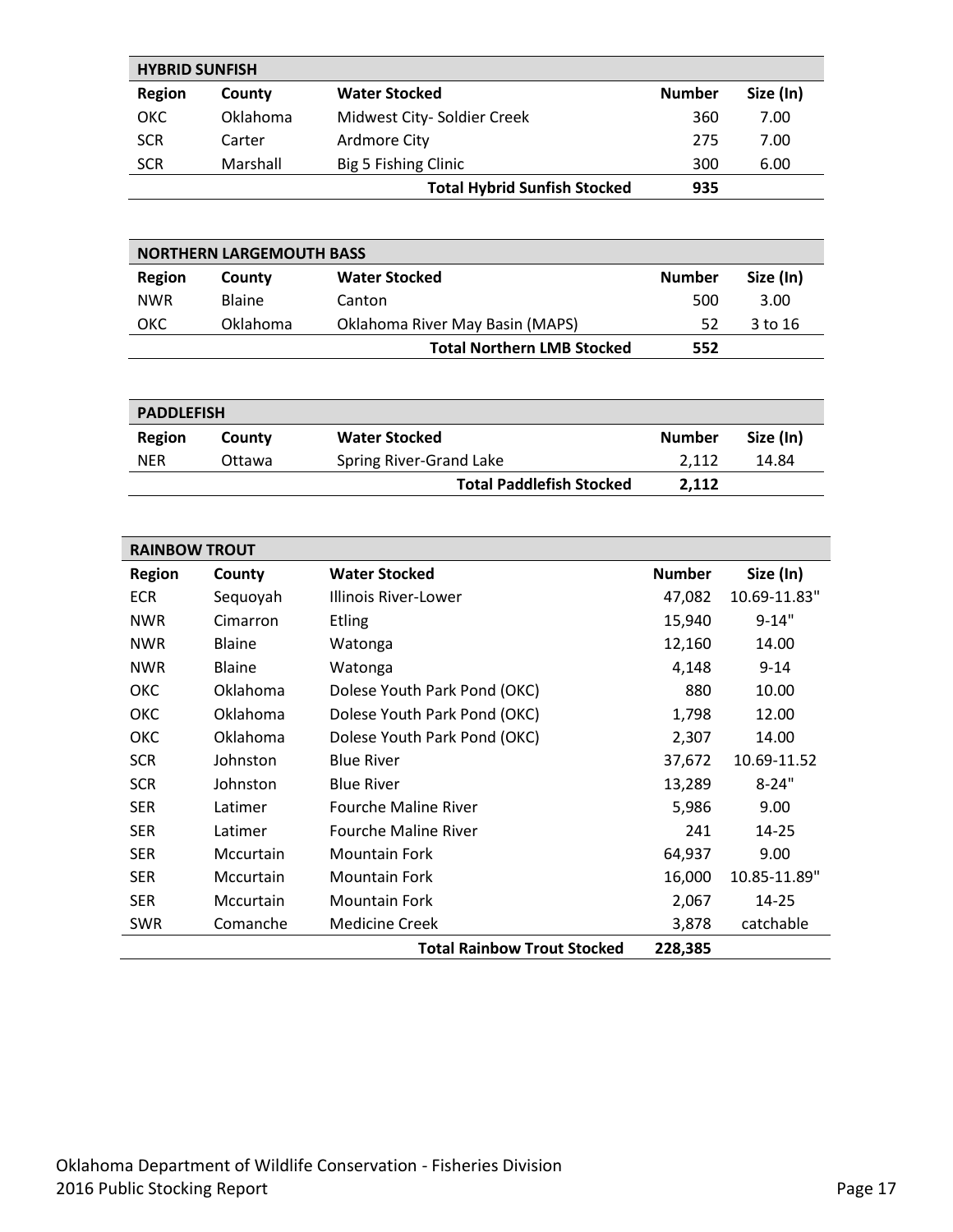| HYBRID SUNFISH | | | | |
|---|---|---|---|---|
| **Region** | **County** | **Water Stocked** | **Number** | **Size (In)** |
| OKC | Oklahoma | Midwest City- Soldier Creek | 360 | 7.00 |
| SCR | Carter | Ardmore City | 275 | 7.00 |
| SCR | Marshall | Big 5 Fishing Clinic | 300 | 6.00 |
| | | **Total Hybrid Sunfish Stocked** | **935** | |

| NORTHERN LARGEMOUTH BASS | | | | |
|---|---|---|---|---|
| **Region** | **County** | **Water Stocked** | **Number** | **Size (In)** |
| NWR | Blaine | Canton | 500 | 3.00 |
| OKC | Oklahoma | Oklahoma River May Basin (MAPS) | 52 | 3 to 16 |
| | | **Total Northern LMB Stocked** | **552** | |

| PADDLEFISH | | | | |
|---|---|---|---|---|
| **Region** | **County** | **Water Stocked** | **Number** | **Size (In)** |
| NER | Ottawa | Spring River-Grand Lake | 2,112 | 14.84 |
| | | **Total Paddlefish Stocked** | **2,112** | |

| RAINBOW TROUT | | | | |
|---|---|---|---|---|
| **Region** | **County** | **Water Stocked** | **Number** | **Size (In)** |
| ECR | Sequoyah | Illinois River-Lower | 47,082 | 10.69-11.83" |
| NWR | Cimarron | Etling | 15,940 | 9-14" |
| NWR | Blaine | Watonga | 12,160 | 14.00 |
| NWR | Blaine | Watonga | 4,148 | 9-14 |
| OKC | Oklahoma | Dolese Youth Park Pond (OKC) | 880 | 10.00 |
| OKC | Oklahoma | Dolese Youth Park Pond (OKC) | 1,798 | 12.00 |
| OKC | Oklahoma | Dolese Youth Park Pond (OKC) | 2,307 | 14.00 |
| SCR | Johnston | Blue River | 37,672 | 10.69-11.52 |
| SCR | Johnston | Blue River | 13,289 | 8-24" |
| SER | Latimer | Fourche Maline River | 5,986 | 9.00 |
| SER | Latimer | Fourche Maline River | 241 | 14-25 |
| SER | Mccurtain | Mountain Fork | 64,937 | 9.00 |
| SER | Mccurtain | Mountain Fork | 16,000 | 10.85-11.89" |
| SER | Mccurtain | Mountain Fork | 2,067 | 14-25 |
| SWR | Comanche | Medicine Creek | 3,878 | catchable |
| | | **Total Rainbow Trout Stocked** | **228,385** | |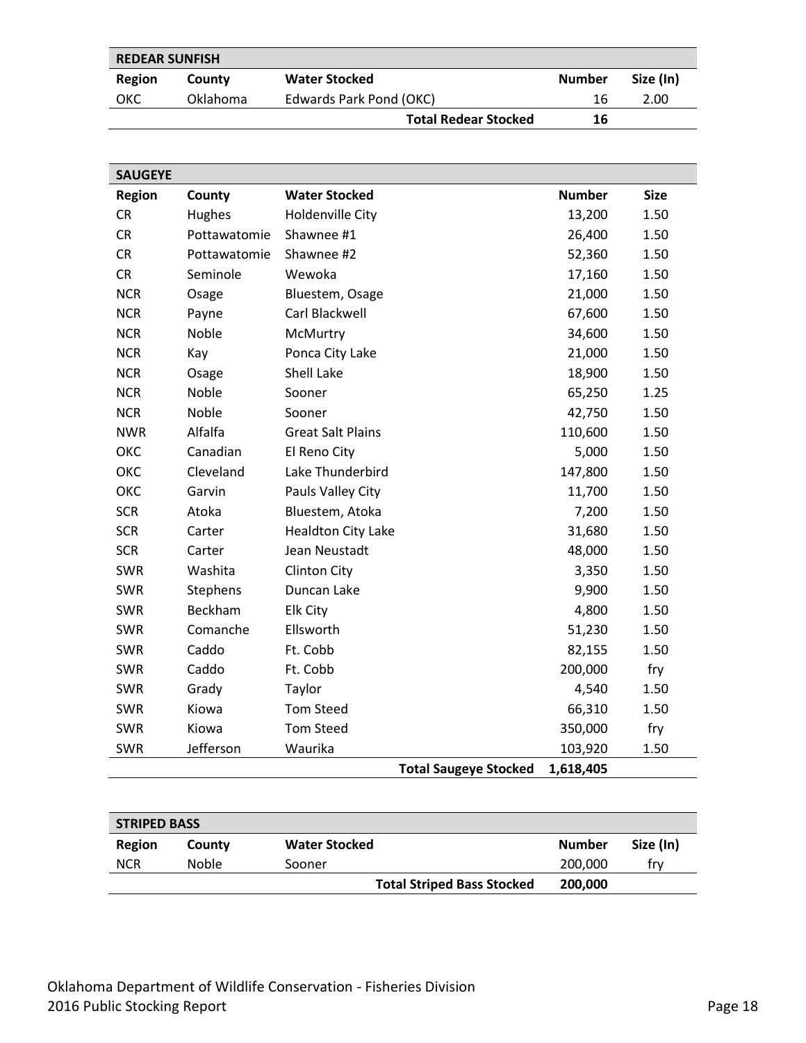| REDEAR SUNFISH | | | | |
|---|---|---|---|---|
| **Region** | **County** | **Water Stocked** | **Number** | **Size (In)** |
| OKC | Oklahoma | Edwards Park Pond (OKC) | 16 | 2.00 |
| | | **Total Redear Stocked** | **16** | |

| SAUGEYE | | | | |
|---|---|---|---|---|
| **Region** | **County** | **Water Stocked** | **Number** | **Size** |
| CR | Hughes | Holdenville City | 13,200 | 1.50 |
| CR | Pottawatomie | Shawnee #1 | 26,400 | 1.50 |
| CR | Pottawatomie | Shawnee #2 | 52,360 | 1.50 |
| CR | Seminole | Wewoka | 17,160 | 1.50 |
| NCR | Osage | Bluestem, Osage | 21,000 | 1.50 |
| NCR | Payne | Carl Blackwell | 67,600 | 1.50 |
| NCR | Noble | McMurtry | 34,600 | 1.50 |
| NCR | Kay | Ponca City Lake | 21,000 | 1.50 |
| NCR | Osage | Shell Lake | 18,900 | 1.50 |
| NCR | Noble | Sooner | 65,250 | 1.25 |
| NCR | Noble | Sooner | 42,750 | 1.50 |
| NWR | Alfalfa | Great Salt Plains | 110,600 | 1.50 |
| OKC | Canadian | El Reno City | 5,000 | 1.50 |
| OKC | Cleveland | Lake Thunderbird | 147,800 | 1.50 |
| OKC | Garvin | Pauls Valley City | 11,700 | 1.50 |
| SCR | Atoka | Bluestem, Atoka | 7,200 | 1.50 |
| SCR | Carter | Healdton City Lake | 31,680 | 1.50 |
| SCR | Carter | Jean Neustadt | 48,000 | 1.50 |
| SWR | Washita | Clinton City | 3,350 | 1.50 |
| SWR | Stephens | Duncan Lake | 9,900 | 1.50 |
| SWR | Beckham | Elk City | 4,800 | 1.50 |
| SWR | Comanche | Ellsworth | 51,230 | 1.50 |
| SWR | Caddo | Ft. Cobb | 82,155 | 1.50 |
| SWR | Caddo | Ft. Cobb | 200,000 | fry |
| SWR | Grady | Taylor | 4,540 | 1.50 |
| SWR | Kiowa | Tom Steed | 66,310 | 1.50 |
| SWR | Kiowa | Tom Steed | 350,000 | fry |
| SWR | Jefferson | Waurika | 103,920 | 1.50 |
| | | **Total Saugeye Stocked** | **1,618,405** | |

| STRIPED BASS | | | | |
|---|---|---|---|---|
| **Region** | **County** | **Water Stocked** | **Number** | **Size (In)** |
| NCR | Noble | Sooner | 200,000 | fry |
| | | **Total Striped Bass Stocked** | **200,000** | |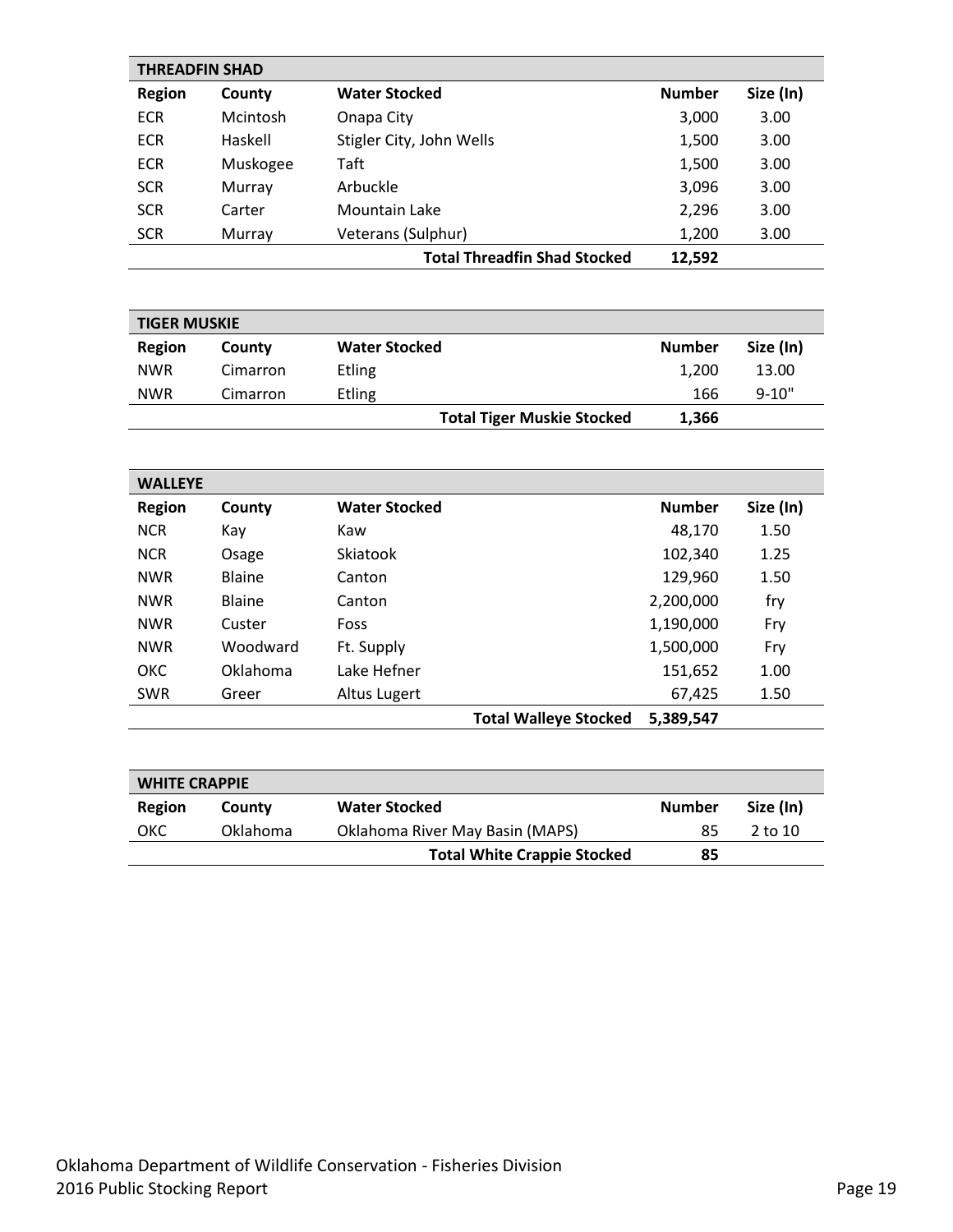## THREADFIN SHAD

| Region | County | Water Stocked | Number | Size (In) |
|---|---|---|---|---|
| ECR | Mcintosh | Onapa City | 3,000 | 3.00 |
| ECR | Haskell | Stigler City, John Wells | 1,500 | 3.00 |
| ECR | Muskogee | Taft | 1,500 | 3.00 |
| SCR | Murray | Arbuckle | 3,096 | 3.00 |
| SCR | Carter | Mountain Lake | 2,296 | 3.00 |
| SCR | Murray | Veterans (Sulphur) | 1,200 | 3.00 |
| | | **Total Threadfin Shad Stocked** | **12,592** | |

## TIGER MUSKIE

| Region | County | Water Stocked | Number | Size (In) |
|---|---|---|---|---|
| NWR | Cimarron | Etling | 1,200 | 13.00 |
| NWR | Cimarron | Etling | 166 | 9-10" |
| | | **Total Tiger Muskie Stocked** | **1,366** | |

## WALLEYE

| Region | County | Water Stocked | Number | Size (In) |
|---|---|---|---|---|
| NCR | Kay | Kaw | 48,170 | 1.50 |
| NCR | Osage | Skiatook | 102,340 | 1.25 |
| NWR | Blaine | Canton | 129,960 | 1.50 |
| NWR | Blaine | Canton | 2,200,000 | fry |
| NWR | Custer | Foss | 1,190,000 | Fry |
| NWR | Woodward | Ft. Supply | 1,500,000 | Fry |
| OKC | Oklahoma | Lake Hefner | 151,652 | 1.00 |
| SWR | Greer | Altus Lugert | 67,425 | 1.50 |
| | | **Total Walleye Stocked** | **5,389,547** | |

## WHITE CRAPPIE

| Region | County | Water Stocked | Number | Size (In) |
|---|---|---|---|---|
| OKC | Oklahoma | Oklahoma River May Basin (MAPS) | 85 | 2 to 10 |
| | | **Total White Crappie Stocked** | **85** | |